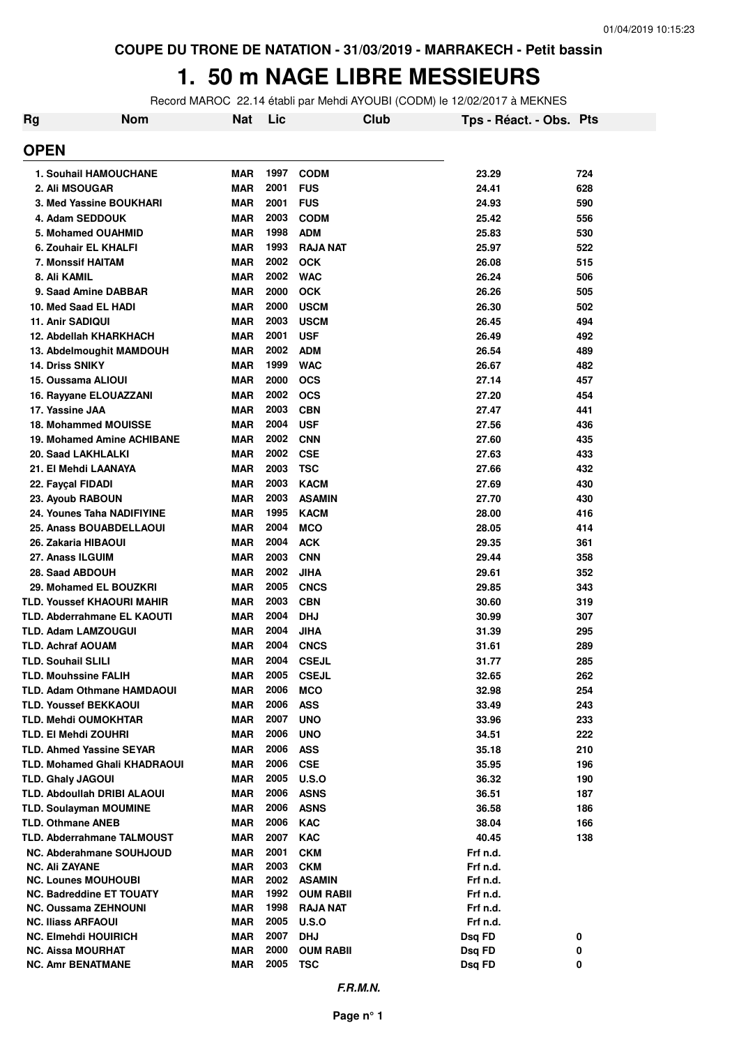COUPE DU TRONE DE NATATION - 31/03/2019 - MARRAKECH - Petit bassin

# 1. 50 m NAGE LIBRE MESSIEURS

Record MAROC 22.14 établi par Mehdi AYOUBI (CODM) le 12/02/2017 à MEKNES

| Rg | Nom | Nat | Lic | Club | Tps - Réact. - Obs. | Pts |
|---|---|---|---|---|---|---|
| **OPEN** | | | | | | |
| 1. | Souhail HAMOUCHANE | MAR | 1997 | CODM | 23.29 | 724 |
| 2. | Ali MSOUGAR | MAR | 2001 | FUS | 24.41 | 628 |
| 3. | Med Yassine BOUKHARI | MAR | 2001 | FUS | 24.93 | 590 |
| 4. | Adam SEDDOUK | MAR | 2003 | CODM | 25.42 | 556 |
| 5. | Mohamed OUAHMID | MAR | 1998 | ADM | 25.83 | 530 |
| 6. | Zouhair EL KHALFI | MAR | 1993 | RAJA NAT | 25.97 | 522 |
| 7. | Monssif HAITAM | MAR | 2002 | OCK | 26.08 | 515 |
| 8. | Ali KAMIL | MAR | 2002 | WAC | 26.24 | 506 |
| 9. | Saad Amine DABBAR | MAR | 2000 | OCK | 26.26 | 505 |
| 10. | Med Saad EL HADI | MAR | 2000 | USCM | 26.30 | 502 |
| 11. | Anir SADIQUI | MAR | 2003 | USCM | 26.45 | 494 |
| 12. | Abdellah KHARKHACH | MAR | 2001 | USF | 26.49 | 492 |
| 13. | Abdelmoughit MAMDOUH | MAR | 2002 | ADM | 26.54 | 489 |
| 14. | Driss SNIKY | MAR | 1999 | WAC | 26.67 | 482 |
| 15. | Oussama ALIOUI | MAR | 2000 | OCS | 27.14 | 457 |
| 16. | Rayyane ELOUAZZANI | MAR | 2002 | OCS | 27.20 | 454 |
| 17. | Yassine JAA | MAR | 2003 | CBN | 27.47 | 441 |
| 18. | Mohammed MOUISSE | MAR | 2004 | USF | 27.56 | 436 |
| 19. | Mohamed Amine ACHIBANE | MAR | 2002 | CNN | 27.60 | 435 |
| 20. | Saad LAKHLALKI | MAR | 2002 | CSE | 27.63 | 433 |
| 21. | El Mehdi LAANAYA | MAR | 2003 | TSC | 27.66 | 432 |
| 22. | Fayçal FIDADI | MAR | 2003 | KACM | 27.69 | 430 |
| 23. | Ayoub RABOUN | MAR | 2003 | ASAMIN | 27.70 | 430 |
| 24. | Younes Taha NADIFIYINE | MAR | 1995 | KACM | 28.00 | 416 |
| 25. | Anass BOUABDELLAOUI | MAR | 2004 | MCO | 28.05 | 414 |
| 26. | Zakaria HIBAOUI | MAR | 2004 | ACK | 29.35 | 361 |
| 27. | Anass ILGUIM | MAR | 2003 | CNN | 29.44 | 358 |
| 28. | Saad ABDOUH | MAR | 2002 | JIHA | 29.61 | 352 |
| 29. | Mohamed EL BOUZKRI | MAR | 2005 | CNCS | 29.85 | 343 |
| TLD. | Youssef KHAOURI MAHIR | MAR | 2003 | CBN | 30.60 | 319 |
| TLD. | Abderrahmane EL KAOUTI | MAR | 2004 | DHJ | 30.99 | 307 |
| TLD. | Adam LAMZOUGUI | MAR | 2004 | JIHA | 31.39 | 295 |
| TLD. | Achraf AOUAM | MAR | 2004 | CNCS | 31.61 | 289 |
| TLD. | Souhail SLILI | MAR | 2004 | CSEJL | 31.77 | 285 |
| TLD. | Mouhssine FALIH | MAR | 2005 | CSEJL | 32.65 | 262 |
| TLD. | Adam Othmane HAMDAOUI | MAR | 2006 | MCO | 32.98 | 254 |
| TLD. | Youssef BEKKAOUI | MAR | 2006 | ASS | 33.49 | 243 |
| TLD. | Mehdi OUMOKHTAR | MAR | 2007 | UNO | 33.96 | 233 |
| TLD. | El Mehdi ZOUHRI | MAR | 2006 | UNO | 34.51 | 222 |
| TLD. | Ahmed Yassine SEYAR | MAR | 2006 | ASS | 35.18 | 210 |
| TLD. | Mohamed Ghali KHADRAOUI | MAR | 2006 | CSE | 35.95 | 196 |
| TLD. | Ghaly JAGOUI | MAR | 2005 | U.S.O | 36.32 | 190 |
| TLD. | Abdoullah DRIBI ALAOUI | MAR | 2006 | ASNS | 36.51 | 187 |
| TLD. | Soulayman MOUMINE | MAR | 2006 | ASNS | 36.58 | 186 |
| TLD. | Othmane ANEB | MAR | 2006 | KAC | 38.04 | 166 |
| TLD. | Abderrahmane TALMOUST | MAR | 2007 | KAC | 40.45 | 138 |
| NC. | Abderahmane SOUHJOUD | MAR | 2001 | CKM | Frf n.d. | |
| NC. | Ali ZAYANE | MAR | 2003 | CKM | Frf n.d. | |
| NC. | Lounes MOUHOUBI | MAR | 2002 | ASAMIN | Frf n.d. | |
| NC. | Badreddine ET TOUATY | MAR | 1992 | OUM RABII | Frf n.d. | |
| NC. | Oussama ZEHNOUNI | MAR | 1998 | RAJA NAT | Frf n.d. | |
| NC. | Iliass ARFAOUI | MAR | 2005 | U.S.O | Frf n.d. | |
| NC. | Elmehdi HOUIRICH | MAR | 2007 | DHJ | Dsq FD | 0 |
| NC. | Aissa MOURHAT | MAR | 2000 | OUM RABII | Dsq FD | 0 |
| NC. | Amr BENATMANE | MAR | 2005 | TSC | Dsq FD | 0 |

*F.R.M.N.*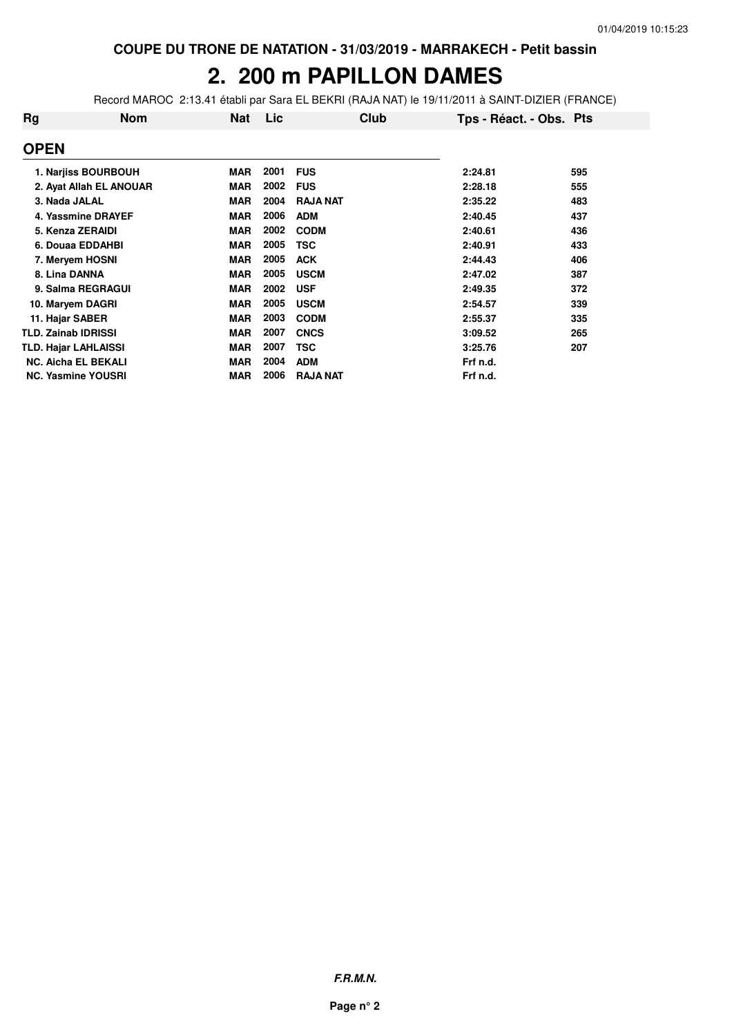COUPE DU TRONE DE NATATION - 31/03/2019 - MARRAKECH - Petit bassin

# 2. 200 m PAPILLON DAMES

Record MAROC 2:13.41 établi par Sara EL BEKRI (RAJA NAT) le 19/11/2011 à SAINT-DIZIER (FRANCE)

| Rg | Nom | Nat | Lic | Club | Tps - Réact. - Obs. | Pts |
|---|---|---|---|---|---|---|
| **OPEN** | | | | | | |
| 1. | Narjiss BOURBOUH | MAR | 2001 | FUS | 2:24.81 | 595 |
| 2. | Ayat Allah EL ANOUAR | MAR | 2002 | FUS | 2:28.18 | 555 |
| 3. | Nada JALAL | MAR | 2004 | RAJA NAT | 2:35.22 | 483 |
| 4. | Yassmine DRAYEF | MAR | 2006 | ADM | 2:40.45 | 437 |
| 5. | Kenza ZERAIDI | MAR | 2002 | CODM | 2:40.61 | 436 |
| 6. | Douaa EDDAHBI | MAR | 2005 | TSC | 2:40.91 | 433 |
| 7. | Meryem HOSNI | MAR | 2005 | ACK | 2:44.43 | 406 |
| 8. | Lina DANNA | MAR | 2005 | USCM | 2:47.02 | 387 |
| 9. | Salma REGRAGUI | MAR | 2002 | USF | 2:49.35 | 372 |
| 10. | Maryem DAGRI | MAR | 2005 | USCM | 2:54.57 | 339 |
| 11. | Hajar SABER | MAR | 2003 | CODM | 2:55.37 | 335 |
| TLD. | Zainab IDRISSI | MAR | 2007 | CNCS | 3:09.52 | 265 |
| TLD. | Hajar LAHLAISSI | MAR | 2007 | TSC | 3:25.76 | 207 |
| NC. | Aicha EL BEKALI | MAR | 2004 | ADM | Frf n.d. | |
| NC. | Yasmine YOUSRI | MAR | 2006 | RAJA NAT | Frf n.d. | |

***F.R.M.N.***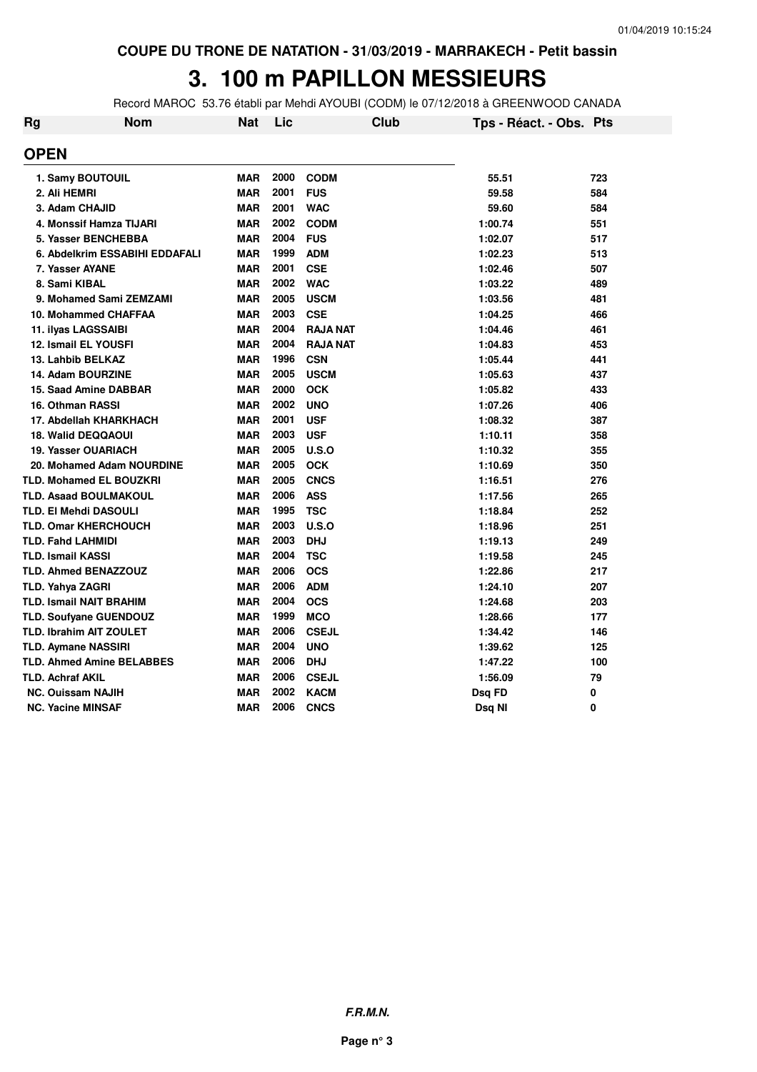COUPE DU TRONE DE NATATION - 31/03/2019 - MARRAKECH - Petit bassin

# 3. 100 m PAPILLON MESSIEURS

Record MAROC 53.76 établi par Mehdi AYOUBI (CODM) le 07/12/2018 à GREENWOOD CANADA

| Rg | Nom | Nat | Lic | Club | Tps - Réact. - Obs. | Pts |
|---|---|---|---|---|---|---|
| **OPEN** | | | | | | |
| 1. | Samy BOUTOUIL | MAR | 2000 | CODM | 55.51 | 723 |
| 2. | Ali HEMRI | MAR | 2001 | FUS | 59.58 | 584 |
| 3. | Adam CHAJID | MAR | 2001 | WAC | 59.60 | 584 |
| 4. | Monssif Hamza TIJARI | MAR | 2002 | CODM | 1:00.74 | 551 |
| 5. | Yasser BENCHEBBA | MAR | 2004 | FUS | 1:02.07 | 517 |
| 6. | Abdelkrim ESSABIHI EDDAFALI | MAR | 1999 | ADM | 1:02.23 | 513 |
| 7. | Yasser AYANE | MAR | 2001 | CSE | 1:02.46 | 507 |
| 8. | Sami KIBAL | MAR | 2002 | WAC | 1:03.22 | 489 |
| 9. | Mohamed Sami ZEMZAMI | MAR | 2005 | USCM | 1:03.56 | 481 |
| 10. | Mohammed CHAFFAA | MAR | 2003 | CSE | 1:04.25 | 466 |
| 11. | ilyas LAGSSAIBI | MAR | 2004 | RAJA NAT | 1:04.46 | 461 |
| 12. | Ismail EL YOUSFI | MAR | 2004 | RAJA NAT | 1:04.83 | 453 |
| 13. | Lahbib BELKAZ | MAR | 1996 | CSN | 1:05.44 | 441 |
| 14. | Adam BOURZINE | MAR | 2005 | USCM | 1:05.63 | 437 |
| 15. | Saad Amine DABBAR | MAR | 2000 | OCK | 1:05.82 | 433 |
| 16. | Othman RASSI | MAR | 2002 | UNO | 1:07.26 | 406 |
| 17. | Abdellah KHARKHACH | MAR | 2001 | USF | 1:08.32 | 387 |
| 18. | Walid DEQQAOUI | MAR | 2003 | USF | 1:10.11 | 358 |
| 19. | Yasser OUARIACH | MAR | 2005 | U.S.O | 1:10.32 | 355 |
| 20. | Mohamed Adam NOURDINE | MAR | 2005 | OCK | 1:10.69 | 350 |
| TLD. | Mohamed EL BOUZKRI | MAR | 2005 | CNCS | 1:16.51 | 276 |
| TLD. | Asaad BOULMAKOUL | MAR | 2006 | ASS | 1:17.56 | 265 |
| TLD. | El Mehdi DASOULI | MAR | 1995 | TSC | 1:18.84 | 252 |
| TLD. | Omar KHERCHOUCH | MAR | 2003 | U.S.O | 1:18.96 | 251 |
| TLD. | Fahd LAHMIDI | MAR | 2003 | DHJ | 1:19.13 | 249 |
| TLD. | Ismail KASSI | MAR | 2004 | TSC | 1:19.58 | 245 |
| TLD. | Ahmed BENAZZOUZ | MAR | 2006 | OCS | 1:22.86 | 217 |
| TLD. | Yahya ZAGRI | MAR | 2006 | ADM | 1:24.10 | 207 |
| TLD. | Ismail NAIT BRAHIM | MAR | 2004 | OCS | 1:24.68 | 203 |
| TLD. | Soufyane GUENDOUZ | MAR | 1999 | MCO | 1:28.66 | 177 |
| TLD. | Ibrahim AIT ZOULET | MAR | 2006 | CSEJL | 1:34.42 | 146 |
| TLD. | Aymane NASSIRI | MAR | 2004 | UNO | 1:39.62 | 125 |
| TLD. | Ahmed Amine BELABBES | MAR | 2006 | DHJ | 1:47.22 | 100 |
| TLD. | Achraf AKIL | MAR | 2006 | CSEJL | 1:56.09 | 79 |
| NC. | Ouissam NAJIH | MAR | 2002 | KACM | Dsq FD | 0 |
| NC. | Yacine MINSAF | MAR | 2006 | CNCS | Dsq NI | 0 |

***F.R.M.N.***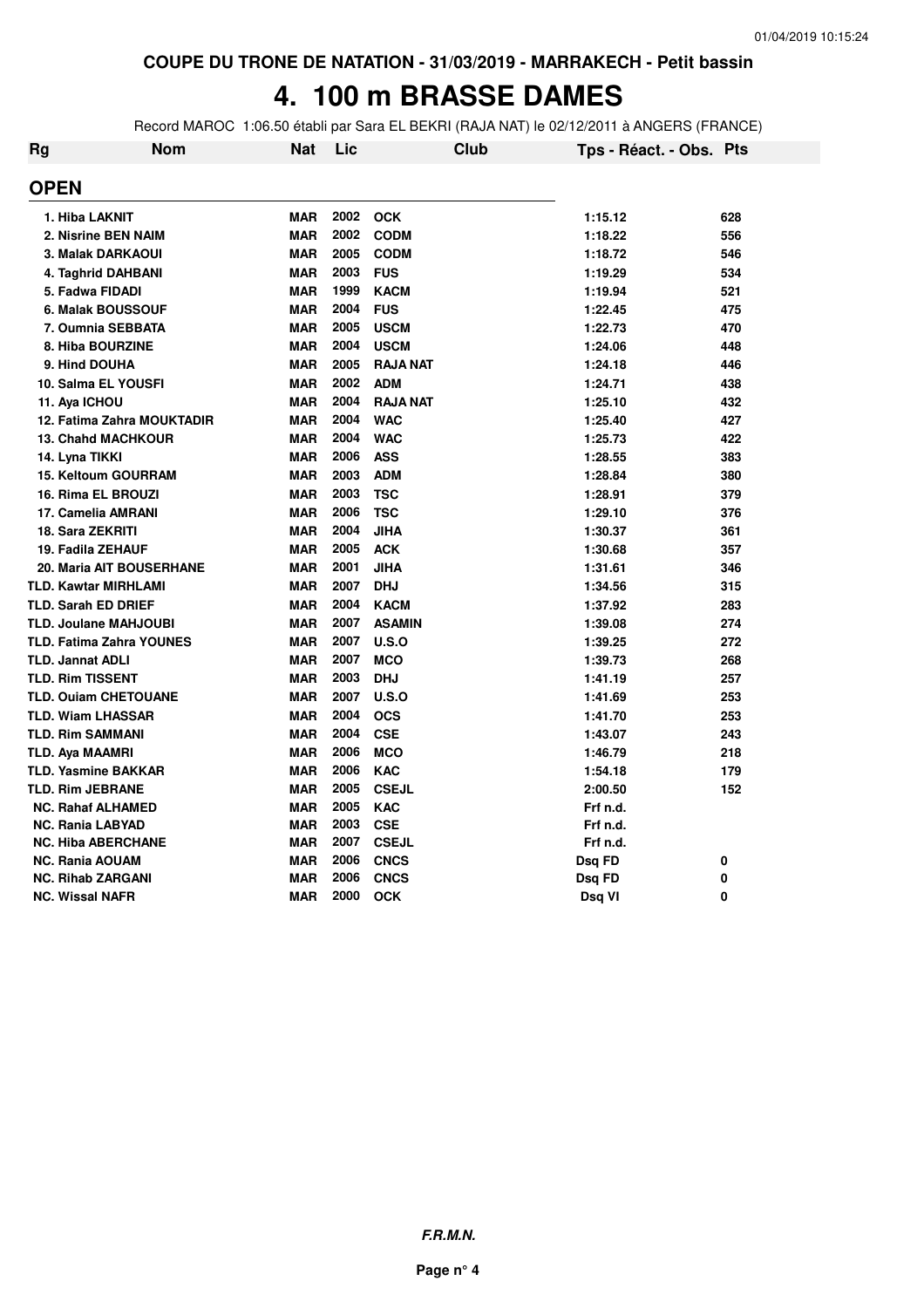COUPE DU TRONE DE NATATION - 31/03/2019 - MARRAKECH - Petit bassin

# 4. 100 m BRASSE DAMES

Record MAROC 1:06.50 établi par Sara EL BEKRI (RAJA NAT) le 02/12/2011 à ANGERS (FRANCE)

| Rg | Nom | Nat | Lic | Club | Tps - Réact. - Obs. | Pts |
|---|---|---|---|---|---|---|
| **OPEN** | | | | | | |
| 1. | Hiba LAKNIT | MAR | 2002 | OCK | 1:15.12 | 628 |
| 2. | Nisrine BEN NAIM | MAR | 2002 | CODM | 1:18.22 | 556 |
| 3. | Malak DARKAOUI | MAR | 2005 | CODM | 1:18.72 | 546 |
| 4. | Taghrid DAHBANI | MAR | 2003 | FUS | 1:19.29 | 534 |
| 5. | Fadwa FIDADI | MAR | 1999 | KACM | 1:19.94 | 521 |
| 6. | Malak BOUSSOUF | MAR | 2004 | FUS | 1:22.45 | 475 |
| 7. | Oumnia SEBBATA | MAR | 2005 | USCM | 1:22.73 | 470 |
| 8. | Hiba BOURZINE | MAR | 2004 | USCM | 1:24.06 | 448 |
| 9. | Hind DOUHA | MAR | 2005 | RAJA NAT | 1:24.18 | 446 |
| 10. | Salma EL YOUSFI | MAR | 2002 | ADM | 1:24.71 | 438 |
| 11. | Aya ICHOU | MAR | 2004 | RAJA NAT | 1:25.10 | 432 |
| 12. | Fatima Zahra MOUKTADIR | MAR | 2004 | WAC | 1:25.40 | 427 |
| 13. | Chahd MACHKOUR | MAR | 2004 | WAC | 1:25.73 | 422 |
| 14. | Lyna TIKKI | MAR | 2006 | ASS | 1:28.55 | 383 |
| 15. | Keltoum GOURRAM | MAR | 2003 | ADM | 1:28.84 | 380 |
| 16. | Rima EL BROUZI | MAR | 2003 | TSC | 1:28.91 | 379 |
| 17. | Camelia AMRANI | MAR | 2006 | TSC | 1:29.10 | 376 |
| 18. | Sara ZEKRITI | MAR | 2004 | JIHA | 1:30.37 | 361 |
| 19. | Fadila ZEHAUF | MAR | 2005 | ACK | 1:30.68 | 357 |
| 20. | Maria AIT BOUSERHANE | MAR | 2001 | JIHA | 1:31.61 | 346 |
| TLD. | Kawtar MIRHLAMI | MAR | 2007 | DHJ | 1:34.56 | 315 |
| TLD. | Sarah ED DRIEF | MAR | 2004 | KACM | 1:37.92 | 283 |
| TLD. | Joulane MAHJOUBI | MAR | 2007 | ASAMIN | 1:39.08 | 274 |
| TLD. | Fatima Zahra YOUNES | MAR | 2007 | U.S.O | 1:39.25 | 272 |
| TLD. | Jannat ADLI | MAR | 2007 | MCO | 1:39.73 | 268 |
| TLD. | Rim TISSENT | MAR | 2003 | DHJ | 1:41.19 | 257 |
| TLD. | Ouiam CHETOUANE | MAR | 2007 | U.S.O | 1:41.69 | 253 |
| TLD. | Wiam LHASSAR | MAR | 2004 | OCS | 1:41.70 | 253 |
| TLD. | Rim SAMMANI | MAR | 2004 | CSE | 1:43.07 | 243 |
| TLD. | Aya MAAMRI | MAR | 2006 | MCO | 1:46.79 | 218 |
| TLD. | Yasmine BAKKAR | MAR | 2006 | KAC | 1:54.18 | 179 |
| TLD. | Rim JEBRANE | MAR | 2005 | CSEJL | 2:00.50 | 152 |
| NC. | Rahaf ALHAMED | MAR | 2005 | KAC | Frf n.d. | |
| NC. | Rania LABYAD | MAR | 2003 | CSE | Frf n.d. | |
| NC. | Hiba ABERCHANE | MAR | 2007 | CSEJL | Frf n.d. | |
| NC. | Rania AOUAM | MAR | 2006 | CNCS | Dsq FD | 0 |
| NC. | Rihab ZARGANI | MAR | 2006 | CNCS | Dsq FD | 0 |
| NC. | Wissal NAFR | MAR | 2000 | OCK | Dsq VI | 0 |

*F.R.M.N.*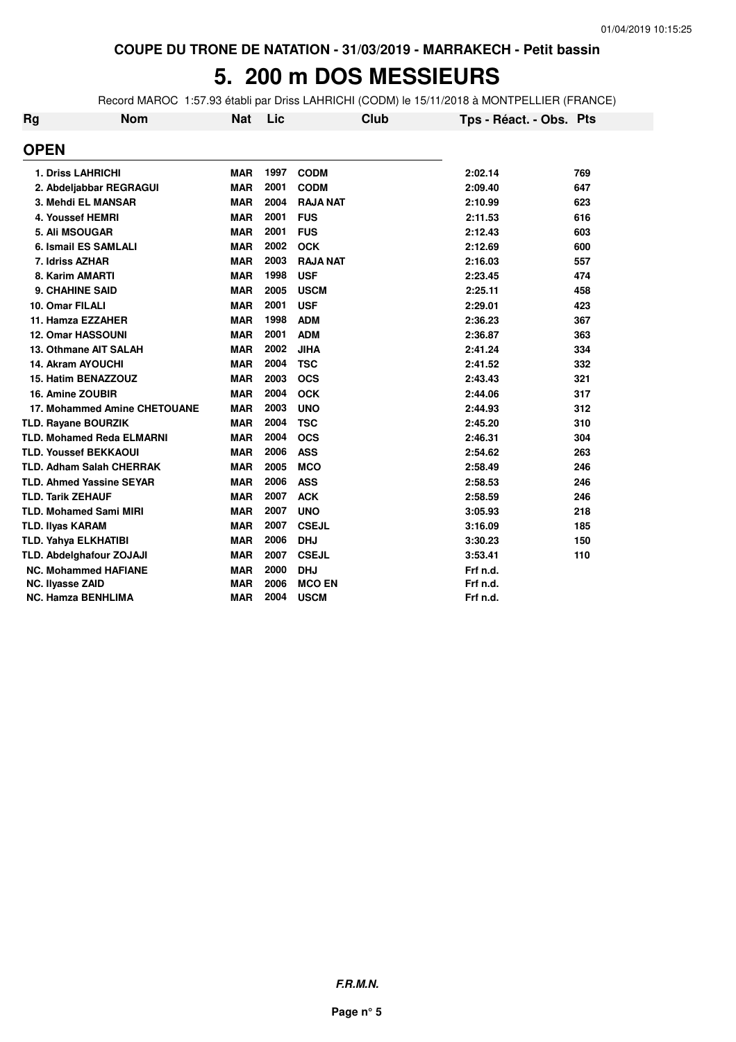COUPE DU TRONE DE NATATION - 31/03/2019 - MARRAKECH - Petit bassin

# 5. 200 m DOS MESSIEURS

Record MAROC 1:57.93 établi par Driss LAHRICHI (CODM) le 15/11/2018 à MONTPELLIER (FRANCE)

## OPEN

| Rg | Nom | Nat | Lic | Club | Tps - Réact. - Obs. | Pts |
|---|---|---|---|---|---|---|
| 1. | Driss LAHRICHI | MAR | 1997 | CODM | 2:02.14 | 769 |
| 2. | Abdeljabbar REGRAGUI | MAR | 2001 | CODM | 2:09.40 | 647 |
| 3. | Mehdi EL MANSAR | MAR | 2004 | RAJA NAT | 2:10.99 | 623 |
| 4. | Youssef HEMRI | MAR | 2001 | FUS | 2:11.53 | 616 |
| 5. | Ali MSOUGAR | MAR | 2001 | FUS | 2:12.43 | 603 |
| 6. | Ismail ES SAMLALI | MAR | 2002 | OCK | 2:12.69 | 600 |
| 7. | Idriss AZHAR | MAR | 2003 | RAJA NAT | 2:16.03 | 557 |
| 8. | Karim AMARTI | MAR | 1998 | USF | 2:23.45 | 474 |
| 9. | CHAHINE SAID | MAR | 2005 | USCM | 2:25.11 | 458 |
| 10. | Omar FILALI | MAR | 2001 | USF | 2:29.01 | 423 |
| 11. | Hamza EZZAHER | MAR | 1998 | ADM | 2:36.23 | 367 |
| 12. | Omar HASSOUNI | MAR | 2001 | ADM | 2:36.87 | 363 |
| 13. | Othmane AIT SALAH | MAR | 2002 | JIHA | 2:41.24 | 334 |
| 14. | Akram AYOUCHI | MAR | 2004 | TSC | 2:41.52 | 332 |
| 15. | Hatim BENAZZOUZ | MAR | 2003 | OCS | 2:43.43 | 321 |
| 16. | Amine ZOUBIR | MAR | 2004 | OCK | 2:44.06 | 317 |
| 17. | Mohammed Amine CHETOUANE | MAR | 2003 | UNO | 2:44.93 | 312 |
| TLD. | Rayane BOURZIK | MAR | 2004 | TSC | 2:45.20 | 310 |
| TLD. | Mohamed Reda ELMARNI | MAR | 2004 | OCS | 2:46.31 | 304 |
| TLD. | Youssef BEKKAOUI | MAR | 2006 | ASS | 2:54.62 | 263 |
| TLD. | Adham Salah CHERRAK | MAR | 2005 | MCO | 2:58.49 | 246 |
| TLD. | Ahmed Yassine SEYAR | MAR | 2006 | ASS | 2:58.53 | 246 |
| TLD. | Tarik ZEHAUF | MAR | 2007 | ACK | 2:58.59 | 246 |
| TLD. | Mohamed Sami MIRI | MAR | 2007 | UNO | 3:05.93 | 218 |
| TLD. | Ilyas KARAM | MAR | 2007 | CSEJL | 3:16.09 | 185 |
| TLD. | Yahya ELKHATIBI | MAR | 2006 | DHJ | 3:30.23 | 150 |
| TLD. | Abdelghafour ZOJAJI | MAR | 2007 | CSEJL | 3:53.41 | 110 |
| NC. | Mohammed HAFIANE | MAR | 2000 | DHJ | Frf n.d. | |
| NC. | Ilyasse ZAID | MAR | 2006 | MCO EN | Frf n.d. | |
| NC. | Hamza BENHLIMA | MAR | 2004 | USCM | Frf n.d. | |

***F.R.M.N.***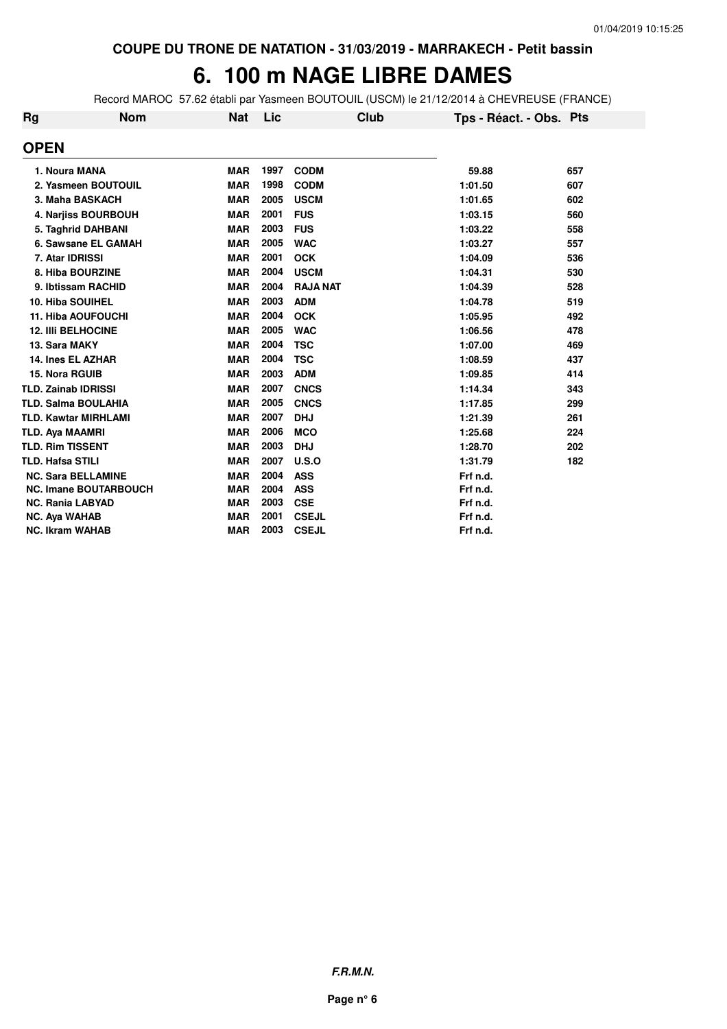COUPE DU TRONE DE NATATION - 31/03/2019 - MARRAKECH - Petit bassin

# 6. 100 m NAGE LIBRE DAMES

Record MAROC 57.62 établi par Yasmeen BOUTOUIL (USCM) le 21/12/2014 à CHEVREUSE (FRANCE)

| Rg | Nom | Nat | Lic | Club | Tps - Réact. - Obs. | Pts |
|---|---|---|---|---|---|---|
| **OPEN** | | | | | | |
| 1. | Noura MANA | MAR | 1997 | CODM | 59.88 | 657 |
| 2. | Yasmeen BOUTOUIL | MAR | 1998 | CODM | 1:01.50 | 607 |
| 3. | Maha BASKACH | MAR | 2005 | USCM | 1:01.65 | 602 |
| 4. | Narjiss BOURBOUH | MAR | 2001 | FUS | 1:03.15 | 560 |
| 5. | Taghrid DAHBANI | MAR | 2003 | FUS | 1:03.22 | 558 |
| 6. | Sawsane EL GAMAH | MAR | 2005 | WAC | 1:03.27 | 557 |
| 7. | Atar IDRISSI | MAR | 2001 | OCK | 1:04.09 | 536 |
| 8. | Hiba BOURZINE | MAR | 2004 | USCM | 1:04.31 | 530 |
| 9. | Ibtissam RACHID | MAR | 2004 | RAJA NAT | 1:04.39 | 528 |
| 10. | Hiba SOUIHEL | MAR | 2003 | ADM | 1:04.78 | 519 |
| 11. | Hiba AOUFOUCHI | MAR | 2004 | OCK | 1:05.95 | 492 |
| 12. | Illi BELHOCINE | MAR | 2005 | WAC | 1:06.56 | 478 |
| 13. | Sara MAKY | MAR | 2004 | TSC | 1:07.00 | 469 |
| 14. | Ines EL AZHAR | MAR | 2004 | TSC | 1:08.59 | 437 |
| 15. | Nora RGUIB | MAR | 2003 | ADM | 1:09.85 | 414 |
| TLD. | Zainab IDRISSI | MAR | 2007 | CNCS | 1:14.34 | 343 |
| TLD. | Salma BOULAHIA | MAR | 2005 | CNCS | 1:17.85 | 299 |
| TLD. | Kawtar MIRHLAMI | MAR | 2007 | DHJ | 1:21.39 | 261 |
| TLD. | Aya MAAMRI | MAR | 2006 | MCO | 1:25.68 | 224 |
| TLD. | Rim TISSENT | MAR | 2003 | DHJ | 1:28.70 | 202 |
| TLD. | Hafsa STILI | MAR | 2007 | U.S.O | 1:31.79 | 182 |
| NC. | Sara BELLAMINE | MAR | 2004 | ASS | Frf n.d. | |
| NC. | Imane BOUTARBOUCH | MAR | 2004 | ASS | Frf n.d. | |
| NC. | Rania LABYAD | MAR | 2003 | CSE | Frf n.d. | |
| NC. | Aya WAHAB | MAR | 2001 | CSEJL | Frf n.d. | |
| NC. | Ikram WAHAB | MAR | 2003 | CSEJL | Frf n.d. | |

*F.R.M.N.*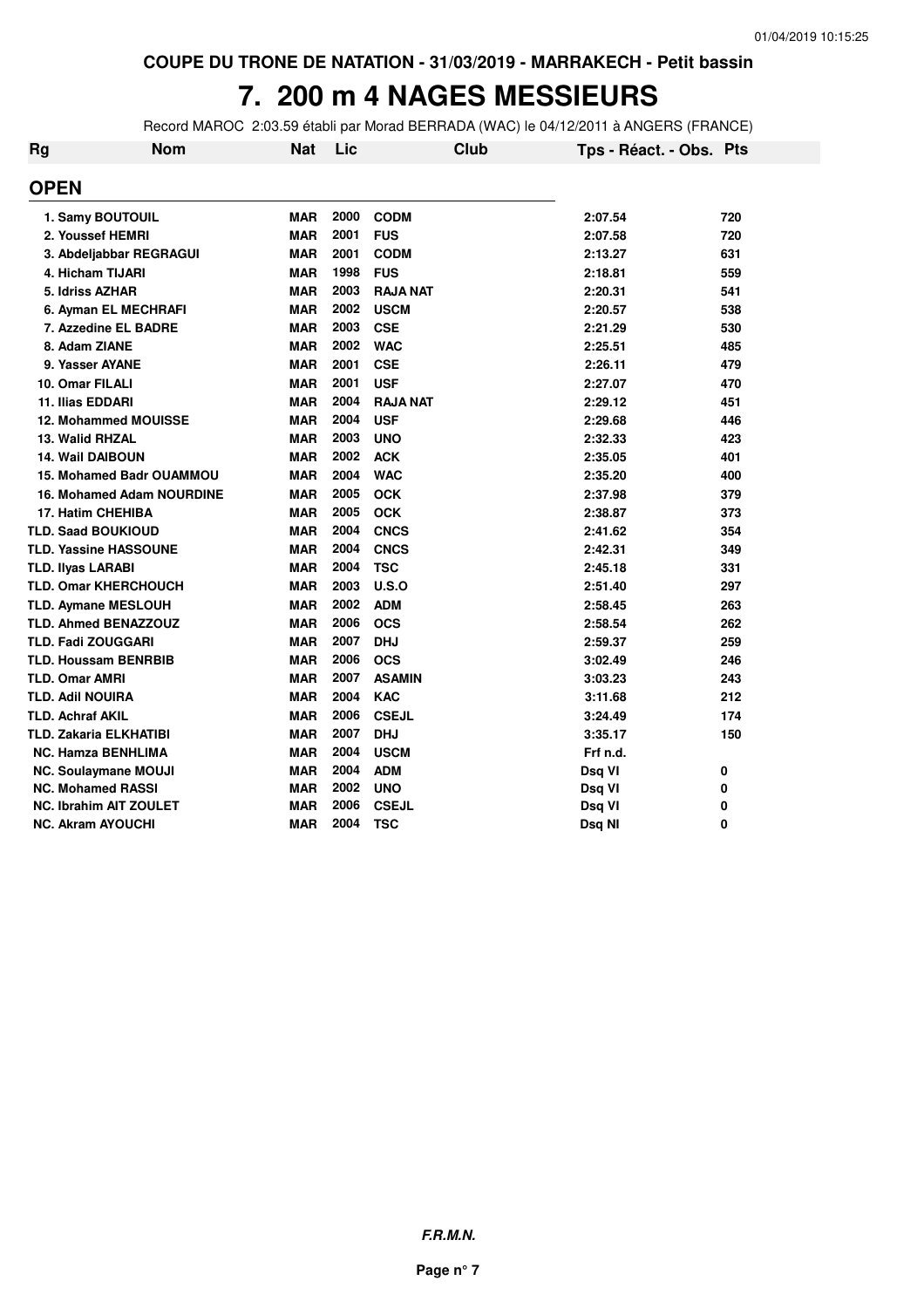COUPE DU TRONE DE NATATION - 31/03/2019 - MARRAKECH - Petit bassin

# 7. 200 m 4 NAGES MESSIEURS

Record MAROC 2:03.59 établi par Morad BERRADA (WAC) le 04/12/2011 à ANGERS (FRANCE)

| Rg | Nom | Nat | Lic | Club | Tps - Réact. - Obs. | Pts |
|---|---|---|---|---|---|---|
| **OPEN** | | | | | | |
| 1. | Samy BOUTOUIL | MAR | 2000 | CODM | 2:07.54 | 720 |
| 2. | Youssef HEMRI | MAR | 2001 | FUS | 2:07.58 | 720 |
| 3. | Abdeljabbar REGRAGUI | MAR | 2001 | CODM | 2:13.27 | 631 |
| 4. | Hicham TIJARI | MAR | 1998 | FUS | 2:18.81 | 559 |
| 5. | Idriss AZHAR | MAR | 2003 | RAJA NAT | 2:20.31 | 541 |
| 6. | Ayman EL MECHRAFI | MAR | 2002 | USCM | 2:20.57 | 538 |
| 7. | Azzedine EL BADRE | MAR | 2003 | CSE | 2:21.29 | 530 |
| 8. | Adam ZIANE | MAR | 2002 | WAC | 2:25.51 | 485 |
| 9. | Yasser AYANE | MAR | 2001 | CSE | 2:26.11 | 479 |
| 10. | Omar FILALI | MAR | 2001 | USF | 2:27.07 | 470 |
| 11. | Ilias EDDARI | MAR | 2004 | RAJA NAT | 2:29.12 | 451 |
| 12. | Mohammed MOUISSE | MAR | 2004 | USF | 2:29.68 | 446 |
| 13. | Walid RHZAL | MAR | 2003 | UNO | 2:32.33 | 423 |
| 14. | Wail DAIBOUN | MAR | 2002 | ACK | 2:35.05 | 401 |
| 15. | Mohamed Badr OUAMMOU | MAR | 2004 | WAC | 2:35.20 | 400 |
| 16. | Mohamed Adam NOURDINE | MAR | 2005 | OCK | 2:37.98 | 379 |
| 17. | Hatim CHEHIBA | MAR | 2005 | OCK | 2:38.87 | 373 |
| TLD. | Saad BOUKIOUD | MAR | 2004 | CNCS | 2:41.62 | 354 |
| TLD. | Yassine HASSOUNE | MAR | 2004 | CNCS | 2:42.31 | 349 |
| TLD. | Ilyas LARABI | MAR | 2004 | TSC | 2:45.18 | 331 |
| TLD. | Omar KHERCHOUCH | MAR | 2003 | U.S.O | 2:51.40 | 297 |
| TLD. | Aymane MESLOUH | MAR | 2002 | ADM | 2:58.45 | 263 |
| TLD. | Ahmed BENAZZOUZ | MAR | 2006 | OCS | 2:58.54 | 262 |
| TLD. | Fadi ZOUGGARI | MAR | 2007 | DHJ | 2:59.37 | 259 |
| TLD. | Houssam BENRBIB | MAR | 2006 | OCS | 3:02.49 | 246 |
| TLD. | Omar AMRI | MAR | 2007 | ASAMIN | 3:03.23 | 243 |
| TLD. | Adil NOUIRA | MAR | 2004 | KAC | 3:11.68 | 212 |
| TLD. | Achraf AKIL | MAR | 2006 | CSEJL | 3:24.49 | 174 |
| TLD. | Zakaria ELKHATIBI | MAR | 2007 | DHJ | 3:35.17 | 150 |
| NC. | Hamza BENHLIMA | MAR | 2004 | USCM | Frf n.d. | |
| NC. | Soulaymane MOUJI | MAR | 2004 | ADM | Dsq VI | 0 |
| NC. | Mohamed RASSI | MAR | 2002 | UNO | Dsq VI | 0 |
| NC. | Ibrahim AIT ZOULET | MAR | 2006 | CSEJL | Dsq VI | 0 |
| NC. | Akram AYOUCHI | MAR | 2004 | TSC | Dsq NI | 0 |

***F.R.M.N.***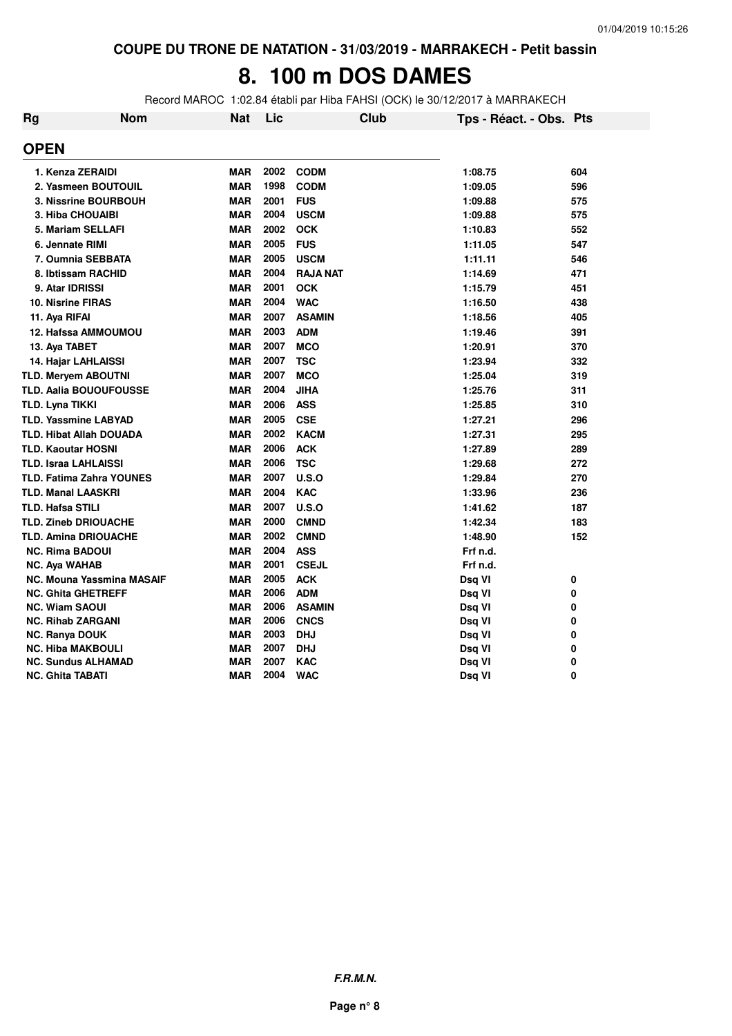COUPE DU TRONE DE NATATION - 31/03/2019 - MARRAKECH - Petit bassin

# 8. 100 m DOS DAMES

Record MAROC 1:02.84 établi par Hiba FAHSI (OCK) le 30/12/2017 à MARRAKECH

| Rg | Nom | Nat | Lic | Club | Tps - Réact. - Obs. | Pts |
|---|---|---|---|---|---|---|
| **OPEN** | | | | | | |
| 1. | Kenza ZERAIDI | MAR | 2002 | CODM | 1:08.75 | 604 |
| 2. | Yasmeen BOUTOUIL | MAR | 1998 | CODM | 1:09.05 | 596 |
| 3. | Nissrine BOURBOUH | MAR | 2001 | FUS | 1:09.88 | 575 |
| 3. | Hiba CHOUAIBI | MAR | 2004 | USCM | 1:09.88 | 575 |
| 5. | Mariam SELLAFI | MAR | 2002 | OCK | 1:10.83 | 552 |
| 6. | Jennate RIMI | MAR | 2005 | FUS | 1:11.05 | 547 |
| 7. | Oumnia SEBBATA | MAR | 2005 | USCM | 1:11.11 | 546 |
| 8. | Ibtissam RACHID | MAR | 2004 | RAJA NAT | 1:14.69 | 471 |
| 9. | Atar IDRISSI | MAR | 2001 | OCK | 1:15.79 | 451 |
| 10. | Nisrine FIRAS | MAR | 2004 | WAC | 1:16.50 | 438 |
| 11. | Aya RIFAI | MAR | 2007 | ASAMIN | 1:18.56 | 405 |
| 12. | Hafssa AMMOUMOU | MAR | 2003 | ADM | 1:19.46 | 391 |
| 13. | Aya TABET | MAR | 2007 | MCO | 1:20.91 | 370 |
| 14. | Hajar LAHLAISSI | MAR | 2007 | TSC | 1:23.94 | 332 |
| TLD. | Meryem ABOUTNI | MAR | 2007 | MCO | 1:25.04 | 319 |
| TLD. | Aalia BOUOUFOUSSE | MAR | 2004 | JIHA | 1:25.76 | 311 |
| TLD. | Lyna TIKKI | MAR | 2006 | ASS | 1:25.85 | 310 |
| TLD. | Yassmine LABYAD | MAR | 2005 | CSE | 1:27.21 | 296 |
| TLD. | Hibat Allah DOUADA | MAR | 2002 | KACM | 1:27.31 | 295 |
| TLD. | Kaoutar HOSNI | MAR | 2006 | ACK | 1:27.89 | 289 |
| TLD. | Israa LAHLAISSI | MAR | 2006 | TSC | 1:29.68 | 272 |
| TLD. | Fatima Zahra YOUNES | MAR | 2007 | U.S.O | 1:29.84 | 270 |
| TLD. | Manal LAASKRI | MAR | 2004 | KAC | 1:33.96 | 236 |
| TLD. | Hafsa STILI | MAR | 2007 | U.S.O | 1:41.62 | 187 |
| TLD. | Zineb DRIOUACHE | MAR | 2000 | CMND | 1:42.34 | 183 |
| TLD. | Amina DRIOUACHE | MAR | 2002 | CMND | 1:48.90 | 152 |
| NC. | Rima BADOUI | MAR | 2004 | ASS | Frf n.d. | |
| NC. | Aya WAHAB | MAR | 2001 | CSEJL | Frf n.d. | |
| NC. | Mouna Yassmina MASAIF | MAR | 2005 | ACK | Dsq VI | 0 |
| NC. | Ghita GHETREFF | MAR | 2006 | ADM | Dsq VI | 0 |
| NC. | Wiam SAOUI | MAR | 2006 | ASAMIN | Dsq VI | 0 |
| NC. | Rihab ZARGANI | MAR | 2006 | CNCS | Dsq VI | 0 |
| NC. | Ranya DOUK | MAR | 2003 | DHJ | Dsq VI | 0 |
| NC. | Hiba MAKBOULI | MAR | 2007 | DHJ | Dsq VI | 0 |
| NC. | Sundus ALHAMAD | MAR | 2007 | KAC | Dsq VI | 0 |
| NC. | Ghita TABATI | MAR | 2004 | WAC | Dsq VI | 0 |

*F.R.M.N.*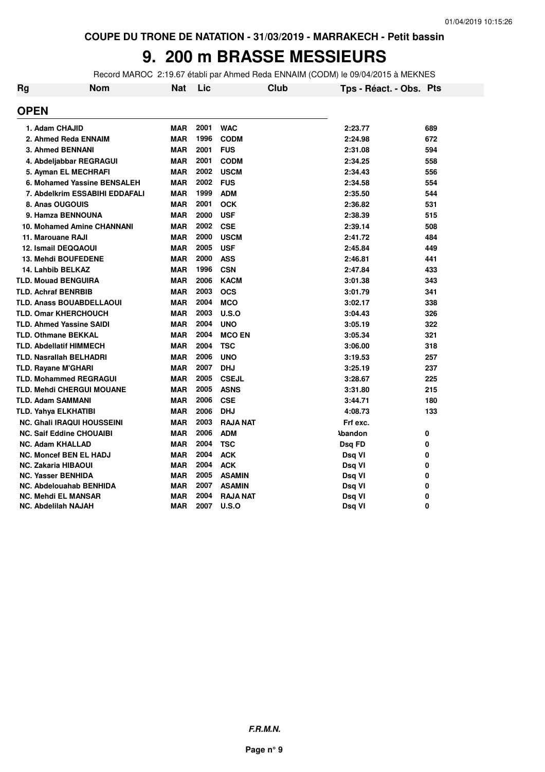COUPE DU TRONE DE NATATION - 31/03/2019 - MARRAKECH - Petit bassin

# 9. 200 m BRASSE MESSIEURS

Record MAROC 2:19.67 établi par Ahmed Reda ENNAIM (CODM) le 09/04/2015 à MEKNES

| Rg | Nom | Nat | Lic | Club | Tps - Réact. - Obs. | Pts |
|---|---|---|---|---|---|---|
| **OPEN** | | | | | | |
| 1. | Adam CHAJID | MAR | 2001 | WAC | 2:23.77 | 689 |
| 2. | Ahmed Reda ENNAIM | MAR | 1996 | CODM | 2:24.98 | 672 |
| 3. | Ahmed BENNANI | MAR | 2001 | FUS | 2:31.08 | 594 |
| 4. | Abdeljabbar REGRAGUI | MAR | 2001 | CODM | 2:34.25 | 558 |
| 5. | Ayman EL MECHRAFI | MAR | 2002 | USCM | 2:34.43 | 556 |
| 6. | Mohamed Yassine BENSALEH | MAR | 2002 | FUS | 2:34.58 | 554 |
| 7. | Abdelkrim ESSABIHI EDDAFALI | MAR | 1999 | ADM | 2:35.50 | 544 |
| 8. | Anas OUGOUIS | MAR | 2001 | OCK | 2:36.82 | 531 |
| 9. | Hamza BENNOUNA | MAR | 2000 | USF | 2:38.39 | 515 |
| 10. | Mohamed Amine CHANNANI | MAR | 2002 | CSE | 2:39.14 | 508 |
| 11. | Marouane RAJI | MAR | 2000 | USCM | 2:41.72 | 484 |
| 12. | Ismail DEQQAOUI | MAR | 2005 | USF | 2:45.84 | 449 |
| 13. | Mehdi BOUFEDENE | MAR | 2000 | ASS | 2:46.81 | 441 |
| 14. | Lahbib BELKAZ | MAR | 1996 | CSN | 2:47.84 | 433 |
| TLD. | Mouad BENGUIRA | MAR | 2006 | KACM | 3:01.38 | 343 |
| TLD. | Achraf BENRBIB | MAR | 2003 | OCS | 3:01.79 | 341 |
| TLD. | Anass BOUABDELLAOUI | MAR | 2004 | MCO | 3:02.17 | 338 |
| TLD. | Omar KHERCHOUCH | MAR | 2003 | U.S.O | 3:04.43 | 326 |
| TLD. | Ahmed Yassine SAIDI | MAR | 2004 | UNO | 3:05.19 | 322 |
| TLD. | Othmane BEKKAL | MAR | 2004 | MCO EN | 3:05.34 | 321 |
| TLD. | Abdellatif HIMMECH | MAR | 2004 | TSC | 3:06.00 | 318 |
| TLD. | Nasrallah BELHADRI | MAR | 2006 | UNO | 3:19.53 | 257 |
| TLD. | Rayane M'GHARI | MAR | 2007 | DHJ | 3:25.19 | 237 |
| TLD. | Mohammed REGRAGUI | MAR | 2005 | CSEJL | 3:28.67 | 225 |
| TLD. | Mehdi CHERGUI MOUANE | MAR | 2005 | ASNS | 3:31.80 | 215 |
| TLD. | Adam SAMMANI | MAR | 2006 | CSE | 3:44.71 | 180 |
| TLD. | Yahya ELKHATIBI | MAR | 2006 | DHJ | 4:08.73 | 133 |
| NC. | Ghali IRAQUI HOUSSEINI | MAR | 2003 | RAJA NAT | Frf exc. | |
| NC. | Saif Eddine CHOUAIBI | MAR | 2006 | ADM | Abandon | 0 |
| NC. | Adam KHALLAD | MAR | 2004 | TSC | Dsq FD | 0 |
| NC. | Moncef BEN EL HADJ | MAR | 2004 | ACK | Dsq VI | 0 |
| NC. | Zakaria HIBAOUI | MAR | 2004 | ACK | Dsq VI | 0 |
| NC. | Yasser BENHIDA | MAR | 2005 | ASAMIN | Dsq VI | 0 |
| NC. | Abdelouahab BENHIDA | MAR | 2007 | ASAMIN | Dsq VI | 0 |
| NC. | Mehdi EL MANSAR | MAR | 2004 | RAJA NAT | Dsq VI | 0 |
| NC. | Abdelilah NAJAH | MAR | 2007 | U.S.O | Dsq VI | 0 |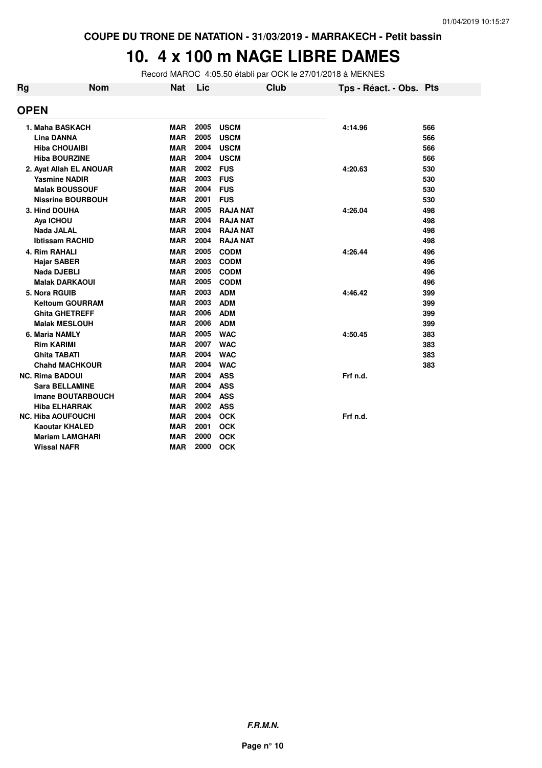COUPE DU TRONE DE NATATION - 31/03/2019 - MARRAKECH - Petit bassin

# 10. 4 x 100 m NAGE LIBRE DAMES

Record MAROC 4:05.50 établi par OCK le 27/01/2018 à MEKNES

| Rg | Nom | Nat | Lic | Club | Tps - Réact. - Obs. | Pts |
|---|---|---|---|---|---|---|
| **OPEN** | | | | | | |
| 1. | Maha BASKACH | MAR | 2005 | USCM | 4:14.96 | 566 |
| | Lina DANNA | MAR | 2005 | USCM | | 566 |
| | Hiba CHOUAIBI | MAR | 2004 | USCM | | 566 |
| | Hiba BOURZINE | MAR | 2004 | USCM | | 566 |
| 2. | Ayat Allah EL ANOUAR | MAR | 2002 | FUS | 4:20.63 | 530 |
| | Yasmine NADIR | MAR | 2003 | FUS | | 530 |
| | Malak BOUSSOUF | MAR | 2004 | FUS | | 530 |
| | Nissrine BOURBOUH | MAR | 2001 | FUS | | 530 |
| 3. | Hind DOUHA | MAR | 2005 | RAJA NAT | 4:26.04 | 498 |
| | Aya ICHOU | MAR | 2004 | RAJA NAT | | 498 |
| | Nada JALAL | MAR | 2004 | RAJA NAT | | 498 |
| | Ibtissam RACHID | MAR | 2004 | RAJA NAT | | 498 |
| 4. | Rim RAHALI | MAR | 2005 | CODM | 4:26.44 | 496 |
| | Hajar SABER | MAR | 2003 | CODM | | 496 |
| | Nada DJEBLI | MAR | 2005 | CODM | | 496 |
| | Malak DARKAOUI | MAR | 2005 | CODM | | 496 |
| 5. | Nora RGUIB | MAR | 2003 | ADM | 4:46.42 | 399 |
| | Keltoum GOURRAM | MAR | 2003 | ADM | | 399 |
| | Ghita GHETREFF | MAR | 2006 | ADM | | 399 |
| | Malak MESLOUH | MAR | 2006 | ADM | | 399 |
| 6. | Maria NAMLY | MAR | 2005 | WAC | 4:50.45 | 383 |
| | Rim KARIMI | MAR | 2007 | WAC | | 383 |
| | Ghita TABATI | MAR | 2004 | WAC | | 383 |
| | Chahd MACHKOUR | MAR | 2004 | WAC | | 383 |
| NC. | Rima BADOUI | MAR | 2004 | ASS | Frf n.d. | |
| | Sara BELLAMINE | MAR | 2004 | ASS | | |
| | Imane BOUTARBOUCH | MAR | 2004 | ASS | | |
| | Hiba ELHARRAK | MAR | 2002 | ASS | | |
| NC. | Hiba AOUFOUCHI | MAR | 2004 | OCK | Frf n.d. | |
| | Kaoutar KHALED | MAR | 2001 | OCK | | |
| | Mariam LAMGHARI | MAR | 2000 | OCK | | |
| | Wissal NAFR | MAR | 2000 | OCK | | |

*F.R.M.N.*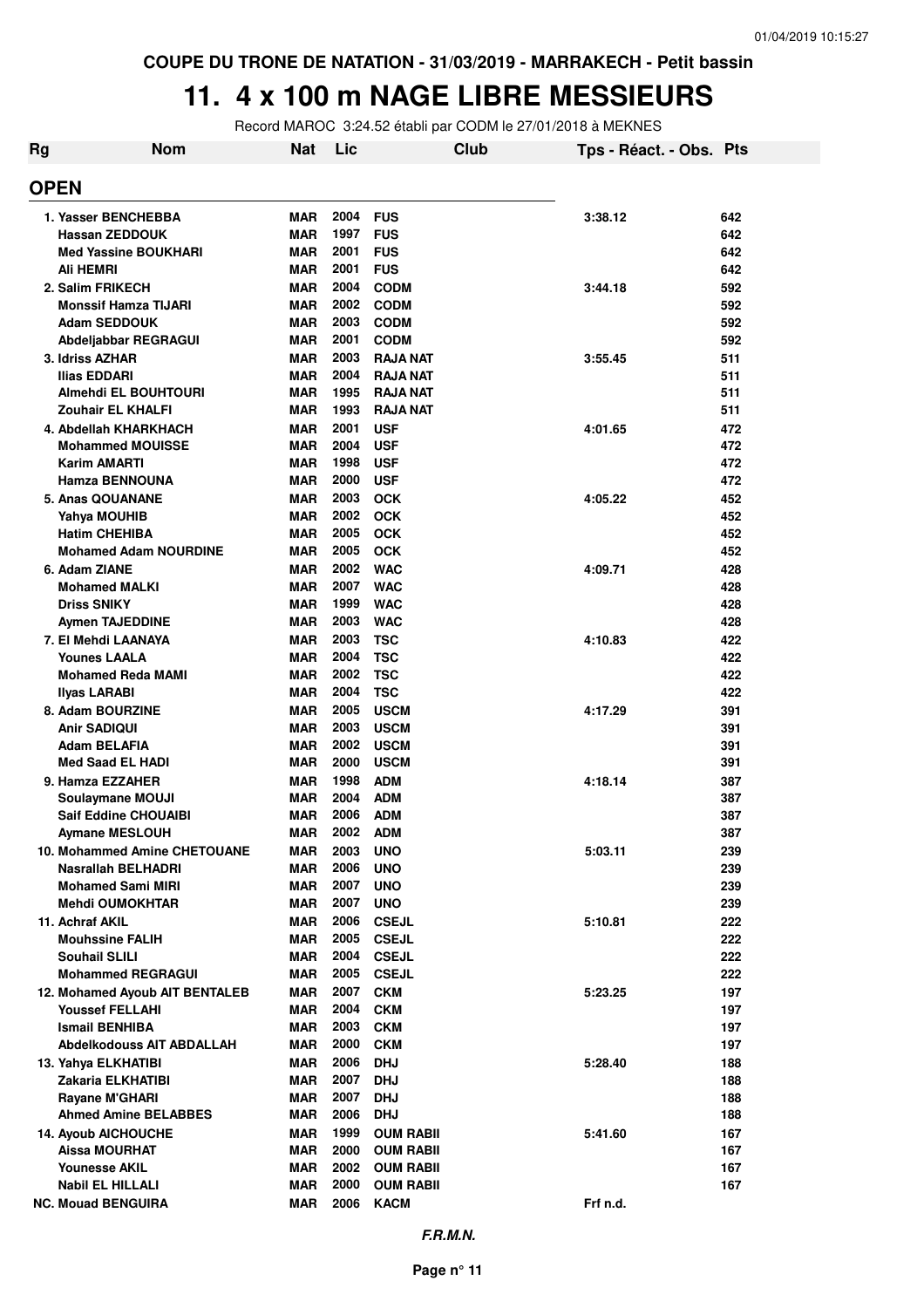COUPE DU TRONE DE NATATION - 31/03/2019 - MARRAKECH - Petit bassin

# 11. 4 x 100 m NAGE LIBRE MESSIEURS

Record MAROC 3:24.52 établi par CODM le 27/01/2018 à MEKNES

| Rg | Nom | Nat | Lic | Club | Tps - Réact. - Obs. | Pts |
|---|---|---|---|---|---|---|
| **OPEN** | | | | | | |
| 1. | Yasser BENCHEBBA | MAR | 2004 | FUS | 3:38.12 | 642 |
| | Hassan ZEDDOUK | MAR | 1997 | FUS | | 642 |
| | Med Yassine BOUKHARI | MAR | 2001 | FUS | | 642 |
| | Ali HEMRI | MAR | 2001 | FUS | | 642 |
| 2. | Salim FRIKECH | MAR | 2004 | CODM | 3:44.18 | 592 |
| | Monssif Hamza TIJARI | MAR | 2002 | CODM | | 592 |
| | Adam SEDDOUK | MAR | 2003 | CODM | | 592 |
| | Abdeljabbar REGRAGUI | MAR | 2001 | CODM | | 592 |
| 3. | Idriss AZHAR | MAR | 2003 | RAJA NAT | 3:55.45 | 511 |
| | Ilias EDDARI | MAR | 2004 | RAJA NAT | | 511 |
| | Almehdi EL BOUHTOURI | MAR | 1995 | RAJA NAT | | 511 |
| | Zouhair EL KHALFI | MAR | 1993 | RAJA NAT | | 511 |
| 4. | Abdellah KHARKHACH | MAR | 2001 | USF | 4:01.65 | 472 |
| | Mohammed MOUISSE | MAR | 2004 | USF | | 472 |
| | Karim AMARTI | MAR | 1998 | USF | | 472 |
| | Hamza BENNOUNA | MAR | 2000 | USF | | 472 |
| 5. | Anas QOUANANE | MAR | 2003 | OCK | 4:05.22 | 452 |
| | Yahya MOUHIB | MAR | 2002 | OCK | | 452 |
| | Hatim CHEHIBA | MAR | 2005 | OCK | | 452 |
| | Mohamed Adam NOURDINE | MAR | 2005 | OCK | | 452 |
| 6. | Adam ZIANE | MAR | 2002 | WAC | 4:09.71 | 428 |
| | Mohamed MALKI | MAR | 2007 | WAC | | 428 |
| | Driss SNIKY | MAR | 1999 | WAC | | 428 |
| | Aymen TAJEDDINE | MAR | 2003 | WAC | | 428 |
| 7. | El Mehdi LAANAYA | MAR | 2003 | TSC | 4:10.83 | 422 |
| | Younes LAALA | MAR | 2004 | TSC | | 422 |
| | Mohamed Reda MAMI | MAR | 2002 | TSC | | 422 |
| | Ilyas LARABI | MAR | 2004 | TSC | | 422 |
| 8. | Adam BOURZINE | MAR | 2005 | USCM | 4:17.29 | 391 |
| | Anir SADIQUI | MAR | 2003 | USCM | | 391 |
| | Adam BELAFIA | MAR | 2002 | USCM | | 391 |
| | Med Saad EL HADI | MAR | 2000 | USCM | | 391 |
| 9. | Hamza EZZAHER | MAR | 1998 | ADM | 4:18.14 | 387 |
| | Soulaymane MOUJI | MAR | 2004 | ADM | | 387 |
| | Saif Eddine CHOUAIBI | MAR | 2006 | ADM | | 387 |
| | Aymane MESLOUH | MAR | 2002 | ADM | | 387 |
| 10. | Mohammed Amine CHETOUANE | MAR | 2003 | UNO | 5:03.11 | 239 |
| | Nasrallah BELHADRI | MAR | 2006 | UNO | | 239 |
| | Mohamed Sami MIRI | MAR | 2007 | UNO | | 239 |
| | Mehdi OUMOKHTAR | MAR | 2007 | UNO | | 239 |
| 11. | Achraf AKIL | MAR | 2006 | CSEJL | 5:10.81 | 222 |
| | Mouhssine FALIH | MAR | 2005 | CSEJL | | 222 |
| | Souhail SLILI | MAR | 2004 | CSEJL | | 222 |
| | Mohammed REGRAGUI | MAR | 2005 | CSEJL | | 222 |
| 12. | Mohamed Ayoub AIT BENTALEB | MAR | 2007 | CKM | 5:23.25 | 197 |
| | Youssef FELLAHI | MAR | 2004 | CKM | | 197 |
| | Ismail BENHIBA | MAR | 2003 | CKM | | 197 |
| | Abdelkodouss AIT ABDALLAH | MAR | 2000 | CKM | | 197 |
| 13. | Yahya ELKHATIBI | MAR | 2006 | DHJ | 5:28.40 | 188 |
| | Zakaria ELKHATIBI | MAR | 2007 | DHJ | | 188 |
| | Rayane M'GHARI | MAR | 2007 | DHJ | | 188 |
| | Ahmed Amine BELABBES | MAR | 2006 | DHJ | | 188 |
| 14. | Ayoub AICHOUCHE | MAR | 1999 | OUM RABII | 5:41.60 | 167 |
| | Aissa MOURHAT | MAR | 2000 | OUM RABII | | 167 |
| | Younesse AKIL | MAR | 2002 | OUM RABII | | 167 |
| | Nabil EL HILLALI | MAR | 2000 | OUM RABII | | 167 |
| NC. | Mouad BENGUIRA | MAR | 2006 | KACM | Frf n.d. | |

*F.R.M.N.*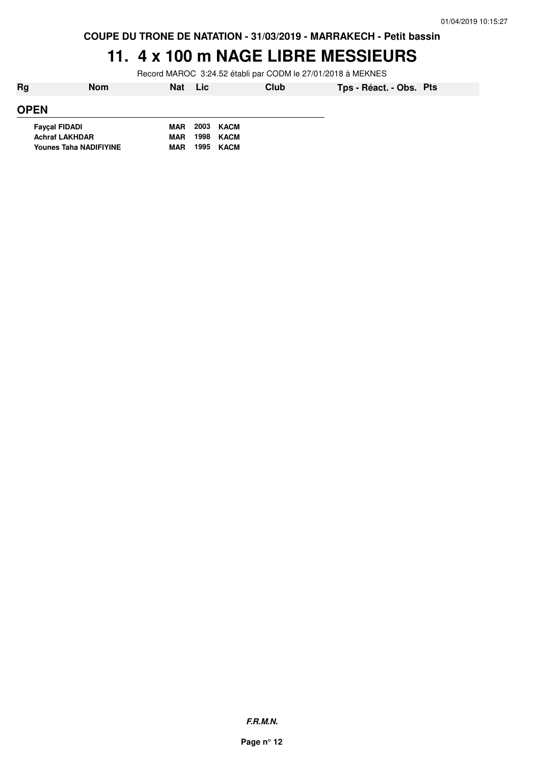COUPE DU TRONE DE NATATION - 31/03/2019 - MARRAKECH - Petit bassin

# 11. 4 x 100 m NAGE LIBRE MESSIEURS

Record MAROC 3:24.52 établi par CODM le 27/01/2018 à MEKNES

| Rg | Nom | Nat | Lic | Club | Tps - Réact. - Obs. | Pts |
|---|---|---|---|---|---|---|

## OPEN

| Nom | Nat | Lic | Club |
|---|---|---|---|
| Fayçal FIDADI | MAR | 2003 | KACM |
| Achraf LAKHDAR | MAR | 1998 | KACM |
| Younes Taha NADIFIYINE | MAR | 1995 | KACM |

*F.R.M.N.*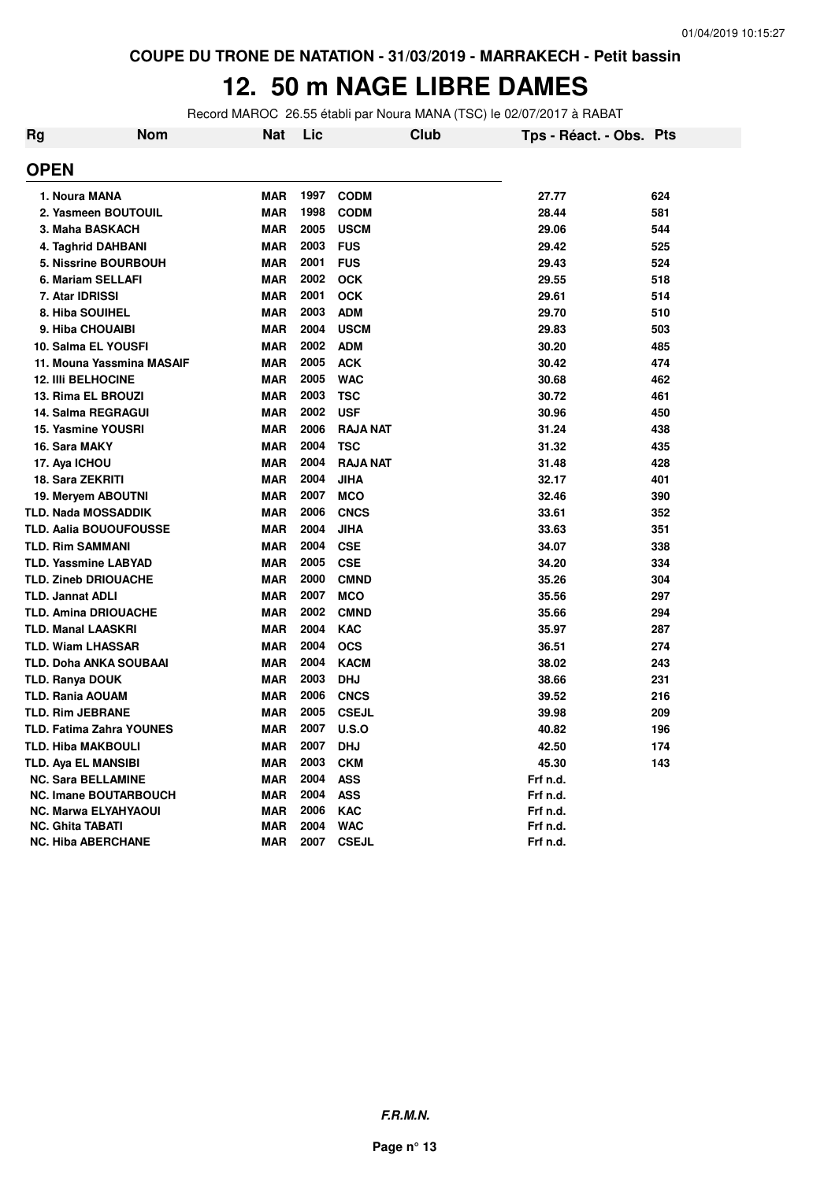COUPE DU TRONE DE NATATION - 31/03/2019 - MARRAKECH - Petit bassin

# 12. 50 m NAGE LIBRE DAMES

Record MAROC 26.55 établi par Noura MANA (TSC) le 02/07/2017 à RABAT

| Rg | Nom | Nat | Lic | Club | Tps - Réact. - Obs. | Pts |
|---|---|---|---|---|---|---|
| **OPEN** | | | | | | |
| 1. Noura MANA | | MAR | 1997 | CODM | 27.77 | 624 |
| 2. Yasmeen BOUTOUIL | | MAR | 1998 | CODM | 28.44 | 581 |
| 3. Maha BASKACH | | MAR | 2005 | USCM | 29.06 | 544 |
| 4. Taghrid DAHBANI | | MAR | 2003 | FUS | 29.42 | 525 |
| 5. Nissrine BOURBOUH | | MAR | 2001 | FUS | 29.43 | 524 |
| 6. Mariam SELLAFI | | MAR | 2002 | OCK | 29.55 | 518 |
| 7. Atar IDRISSI | | MAR | 2001 | OCK | 29.61 | 514 |
| 8. Hiba SOUIHEL | | MAR | 2003 | ADM | 29.70 | 510 |
| 9. Hiba CHOUAIBI | | MAR | 2004 | USCM | 29.83 | 503 |
| 10. Salma EL YOUSFI | | MAR | 2002 | ADM | 30.20 | 485 |
| 11. Mouna Yassmina MASAIF | | MAR | 2005 | ACK | 30.42 | 474 |
| 12. Illi BELHOCINE | | MAR | 2005 | WAC | 30.68 | 462 |
| 13. Rima EL BROUZI | | MAR | 2003 | TSC | 30.72 | 461 |
| 14. Salma REGRAGUI | | MAR | 2002 | USF | 30.96 | 450 |
| 15. Yasmine YOUSRI | | MAR | 2006 | RAJA NAT | 31.24 | 438 |
| 16. Sara MAKY | | MAR | 2004 | TSC | 31.32 | 435 |
| 17. Aya ICHOU | | MAR | 2004 | RAJA NAT | 31.48 | 428 |
| 18. Sara ZEKRITI | | MAR | 2004 | JIHA | 32.17 | 401 |
| 19. Meryem ABOUTNI | | MAR | 2007 | MCO | 32.46 | 390 |
| TLD. Nada MOSSADDIK | | MAR | 2006 | CNCS | 33.61 | 352 |
| TLD. Aalia BOUOUFOUSSE | | MAR | 2004 | JIHA | 33.63 | 351 |
| TLD. Rim SAMMANI | | MAR | 2004 | CSE | 34.07 | 338 |
| TLD. Yassmine LABYAD | | MAR | 2005 | CSE | 34.20 | 334 |
| TLD. Zineb DRIOUACHE | | MAR | 2000 | CMND | 35.26 | 304 |
| TLD. Jannat ADLI | | MAR | 2007 | MCO | 35.56 | 297 |
| TLD. Amina DRIOUACHE | | MAR | 2002 | CMND | 35.66 | 294 |
| TLD. Manal LAASKRI | | MAR | 2004 | KAC | 35.97 | 287 |
| TLD. Wiam LHASSAR | | MAR | 2004 | OCS | 36.51 | 274 |
| TLD. Doha ANKA SOUBAAI | | MAR | 2004 | KACM | 38.02 | 243 |
| TLD. Ranya DOUK | | MAR | 2003 | DHJ | 38.66 | 231 |
| TLD. Rania AOUAM | | MAR | 2006 | CNCS | 39.52 | 216 |
| TLD. Rim JEBRANE | | MAR | 2005 | CSEJL | 39.98 | 209 |
| TLD. Fatima Zahra YOUNES | | MAR | 2007 | U.S.O | 40.82 | 196 |
| TLD. Hiba MAKBOULI | | MAR | 2007 | DHJ | 42.50 | 174 |
| TLD. Aya EL MANSIBI | | MAR | 2003 | CKM | 45.30 | 143 |
| NC. Sara BELLAMINE | | MAR | 2004 | ASS | Frf n.d. | |
| NC. Imane BOUTARBOUCH | | MAR | 2004 | ASS | Frf n.d. | |
| NC. Marwa ELYAHYAOUI | | MAR | 2006 | KAC | Frf n.d. | |
| NC. Ghita TABATI | | MAR | 2004 | WAC | Frf n.d. | |
| NC. Hiba ABERCHANE | | MAR | 2007 | CSEJL | Frf n.d. | |

***F.R.M.N.***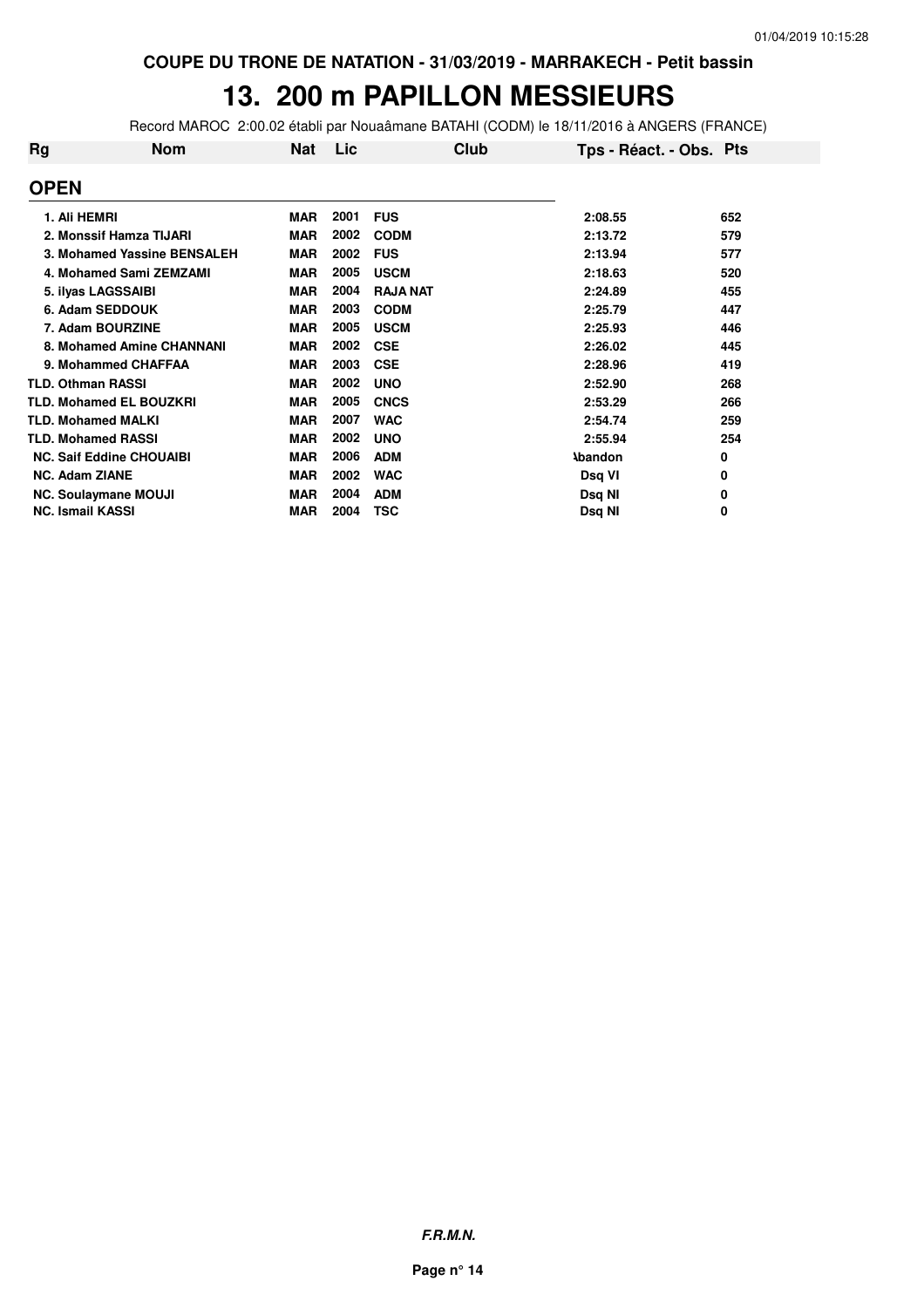COUPE DU TRONE DE NATATION - 31/03/2019 - MARRAKECH - Petit bassin

# 13. 200 m PAPILLON MESSIEURS

Record MAROC 2:00.02 établi par Nouaâmane BATAHI (CODM) le 18/11/2016 à ANGERS (FRANCE)

| Rg | Nom | Nat | Lic | Club | Tps - Réact. - Obs. | Pts |
|---|---|---|---|---|---|---|
| **OPEN** | | | | | | |
| 1. | Ali HEMRI | MAR | 2001 | FUS | 2:08.55 | 652 |
| 2. | Monssif Hamza TIJARI | MAR | 2002 | CODM | 2:13.72 | 579 |
| 3. | Mohamed Yassine BENSALEH | MAR | 2002 | FUS | 2:13.94 | 577 |
| 4. | Mohamed Sami ZEMZAMI | MAR | 2005 | USCM | 2:18.63 | 520 |
| 5. | ilyas LAGSSAIBI | MAR | 2004 | RAJA NAT | 2:24.89 | 455 |
| 6. | Adam SEDDOUK | MAR | 2003 | CODM | 2:25.79 | 447 |
| 7. | Adam BOURZINE | MAR | 2005 | USCM | 2:25.93 | 446 |
| 8. | Mohamed Amine CHANNANI | MAR | 2002 | CSE | 2:26.02 | 445 |
| 9. | Mohammed CHAFFAA | MAR | 2003 | CSE | 2:28.96 | 419 |
| TLD. | Othman RASSI | MAR | 2002 | UNO | 2:52.90 | 268 |
| TLD. | Mohamed EL BOUZKRI | MAR | 2005 | CNCS | 2:53.29 | 266 |
| TLD. | Mohamed MALKI | MAR | 2007 | WAC | 2:54.74 | 259 |
| TLD. | Mohamed RASSI | MAR | 2002 | UNO | 2:55.94 | 254 |
| NC. | Saif Eddine CHOUAIBI | MAR | 2006 | ADM | Abandon | 0 |
| NC. | Adam ZIANE | MAR | 2002 | WAC | Dsq VI | 0 |
| NC. | Soulaymane MOUJI | MAR | 2004 | ADM | Dsq NI | 0 |
| NC. | Ismail KASSI | MAR | 2004 | TSC | Dsq NI | 0 |

*F.R.M.N.*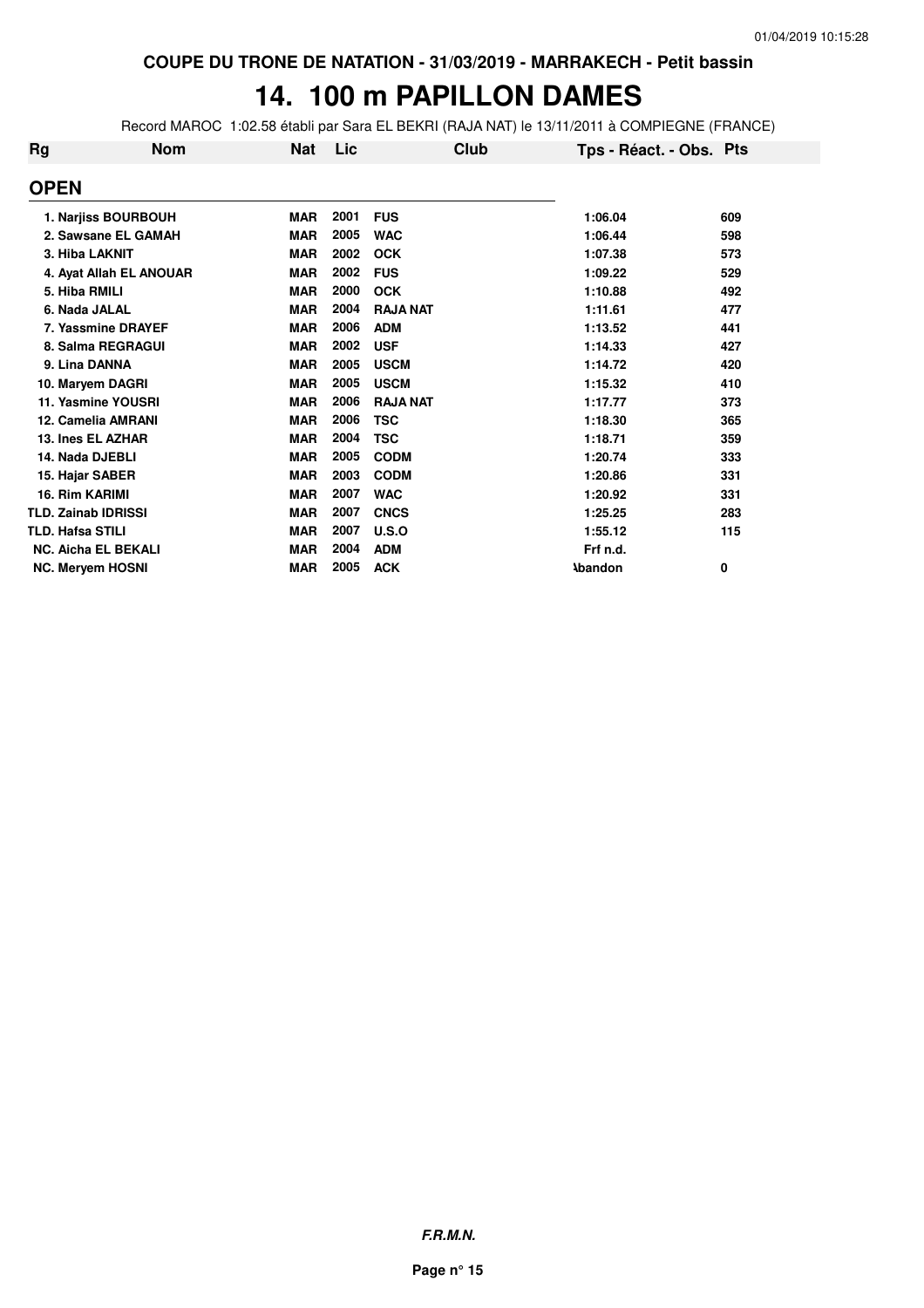**COUPE DU TRONE DE NATATION - 31/03/2019 - MARRAKECH - Petit bassin**

# 14. 100 m PAPILLON DAMES

Record MAROC 1:02.58 établi par Sara EL BEKRI (RAJA NAT) le 13/11/2011 à COMPIEGNE (FRANCE)

| Rg | Nom | Nat | Lic | Club | Tps - Réact. - Obs. | Pts |
|---|---|---|---|---|---|---|
| **OPEN** | | | | | | |
| 1. | Narjiss BOURBOUH | MAR | 2001 | FUS | 1:06.04 | 609 |
| 2. | Sawsane EL GAMAH | MAR | 2005 | WAC | 1:06.44 | 598 |
| 3. | Hiba LAKNIT | MAR | 2002 | OCK | 1:07.38 | 573 |
| 4. | Ayat Allah EL ANOUAR | MAR | 2002 | FUS | 1:09.22 | 529 |
| 5. | Hiba RMILI | MAR | 2000 | OCK | 1:10.88 | 492 |
| 6. | Nada JALAL | MAR | 2004 | RAJA NAT | 1:11.61 | 477 |
| 7. | Yassmine DRAYEF | MAR | 2006 | ADM | 1:13.52 | 441 |
| 8. | Salma REGRAGUI | MAR | 2002 | USF | 1:14.33 | 427 |
| 9. | Lina DANNA | MAR | 2005 | USCM | 1:14.72 | 420 |
| 10. | Maryem DAGRI | MAR | 2005 | USCM | 1:15.32 | 410 |
| 11. | Yasmine YOUSRI | MAR | 2006 | RAJA NAT | 1:17.77 | 373 |
| 12. | Camelia AMRANI | MAR | 2006 | TSC | 1:18.30 | 365 |
| 13. | Ines EL AZHAR | MAR | 2004 | TSC | 1:18.71 | 359 |
| 14. | Nada DJEBLI | MAR | 2005 | CODM | 1:20.74 | 333 |
| 15. | Hajar SABER | MAR | 2003 | CODM | 1:20.86 | 331 |
| 16. | Rim KARIMI | MAR | 2007 | WAC | 1:20.92 | 331 |
| TLD. | Zainab IDRISSI | MAR | 2007 | CNCS | 1:25.25 | 283 |
| TLD. | Hafsa STILI | MAR | 2007 | U.S.O | 1:55.12 | 115 |
| NC. | Aicha EL BEKALI | MAR | 2004 | ADM | Frf n.d. | |
| NC. | Meryem HOSNI | MAR | 2005 | ACK | Abandon | 0 |

***F.R.M.N.***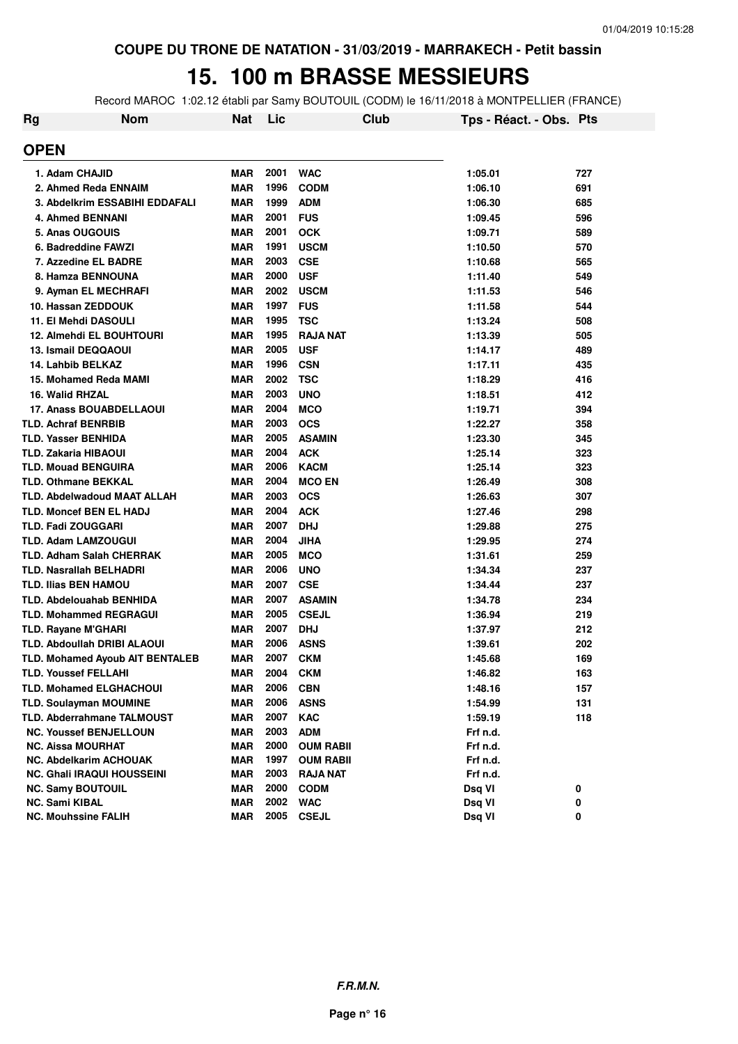COUPE DU TRONE DE NATATION - 31/03/2019 - MARRAKECH - Petit bassin

# 15. 100 m BRASSE MESSIEURS

Record MAROC 1:02.12 établi par Samy BOUTOUIL (CODM) le 16/11/2018 à MONTPELLIER (FRANCE)

| Rg | Nom | Nat | Lic | Club | Tps - Réact. - Obs. | Pts |
|---|---|---|---|---|---|---|

**OPEN**

| Rg | Nom | Nat | Lic | Club | Tps - Réact. - Obs. | Pts |
|---|---|---|---|---|---|---|
| 1. | Adam CHAJID | MAR | 2001 | WAC | 1:05.01 | 727 |
| 2. | Ahmed Reda ENNAIM | MAR | 1996 | CODM | 1:06.10 | 691 |
| 3. | Abdelkrim ESSABIHI EDDAFALI | MAR | 1999 | ADM | 1:06.30 | 685 |
| 4. | Ahmed BENNANI | MAR | 2001 | FUS | 1:09.45 | 596 |
| 5. | Anas OUGOUIS | MAR | 2001 | OCK | 1:09.71 | 589 |
| 6. | Badreddine FAWZI | MAR | 1991 | USCM | 1:10.50 | 570 |
| 7. | Azzedine EL BADRE | MAR | 2003 | CSE | 1:10.68 | 565 |
| 8. | Hamza BENNOUNA | MAR | 2000 | USF | 1:11.40 | 549 |
| 9. | Ayman EL MECHRAFI | MAR | 2002 | USCM | 1:11.53 | 546 |
| 10. | Hassan ZEDDOUK | MAR | 1997 | FUS | 1:11.58 | 544 |
| 11. | El Mehdi DASOULI | MAR | 1995 | TSC | 1:13.24 | 508 |
| 12. | Almehdi EL BOUHTOURI | MAR | 1995 | RAJA NAT | 1:13.39 | 505 |
| 13. | Ismail DEQQAOUI | MAR | 2005 | USF | 1:14.17 | 489 |
| 14. | Lahbib BELKAZ | MAR | 1996 | CSN | 1:17.11 | 435 |
| 15. | Mohamed Reda MAMI | MAR | 2002 | TSC | 1:18.29 | 416 |
| 16. | Walid RHZAL | MAR | 2003 | UNO | 1:18.51 | 412 |
| 17. | Anass BOUABDELLAOUI | MAR | 2004 | MCO | 1:19.71 | 394 |
| TLD. | Achraf BENRBIB | MAR | 2003 | OCS | 1:22.27 | 358 |
| TLD. | Yasser BENHIDA | MAR | 2005 | ASAMIN | 1:23.30 | 345 |
| TLD. | Zakaria HIBAOUI | MAR | 2004 | ACK | 1:25.14 | 323 |
| TLD. | Mouad BENGUIRA | MAR | 2006 | KACM | 1:25.14 | 323 |
| TLD. | Othmane BEKKAL | MAR | 2004 | MCO EN | 1:26.49 | 308 |
| TLD. | Abdelwadoud MAAT ALLAH | MAR | 2003 | OCS | 1:26.63 | 307 |
| TLD. | Moncef BEN EL HADJ | MAR | 2004 | ACK | 1:27.46 | 298 |
| TLD. | Fadi ZOUGGARI | MAR | 2007 | DHJ | 1:29.88 | 275 |
| TLD. | Adam LAMZOUGUI | MAR | 2004 | JIHA | 1:29.95 | 274 |
| TLD. | Adham Salah CHERRAK | MAR | 2005 | MCO | 1:31.61 | 259 |
| TLD. | Nasrallah BELHADRI | MAR | 2006 | UNO | 1:34.34 | 237 |
| TLD. | Ilias BEN HAMOU | MAR | 2007 | CSE | 1:34.44 | 237 |
| TLD. | Abdelouahab BENHIDA | MAR | 2007 | ASAMIN | 1:34.78 | 234 |
| TLD. | Mohammed REGRAGUI | MAR | 2005 | CSEJL | 1:36.94 | 219 |
| TLD. | Rayane M'GHARI | MAR | 2007 | DHJ | 1:37.97 | 212 |
| TLD. | Abdoullah DRIBI ALAOUI | MAR | 2006 | ASNS | 1:39.61 | 202 |
| TLD. | Mohamed Ayoub AIT BENTALEB | MAR | 2007 | CKM | 1:45.68 | 169 |
| TLD. | Youssef FELLAHI | MAR | 2004 | CKM | 1:46.82 | 163 |
| TLD. | Mohamed ELGHACHOUI | MAR | 2006 | CBN | 1:48.16 | 157 |
| TLD. | Soulayman MOUMINE | MAR | 2006 | ASNS | 1:54.99 | 131 |
| TLD. | Abderrahmane TALMOUST | MAR | 2007 | KAC | 1:59.19 | 118 |
| NC. | Youssef BENJELLOUN | MAR | 2003 | ADM | Frf n.d. | |
| NC. | Aissa MOURHAT | MAR | 2000 | OUM RABII | Frf n.d. | |
| NC. | Abdelkarim ACHOUAK | MAR | 1997 | OUM RABII | Frf n.d. | |
| NC. | Ghali IRAQUI HOUSSEINI | MAR | 2003 | RAJA NAT | Frf n.d. | |
| NC. | Samy BOUTOUIL | MAR | 2000 | CODM | Dsq VI | 0 |
| NC. | Sami KIBAL | MAR | 2002 | WAC | Dsq VI | 0 |
| NC. | Mouhssine FALIH | MAR | 2005 | CSEJL | Dsq VI | 0 |

***F.R.M.N.***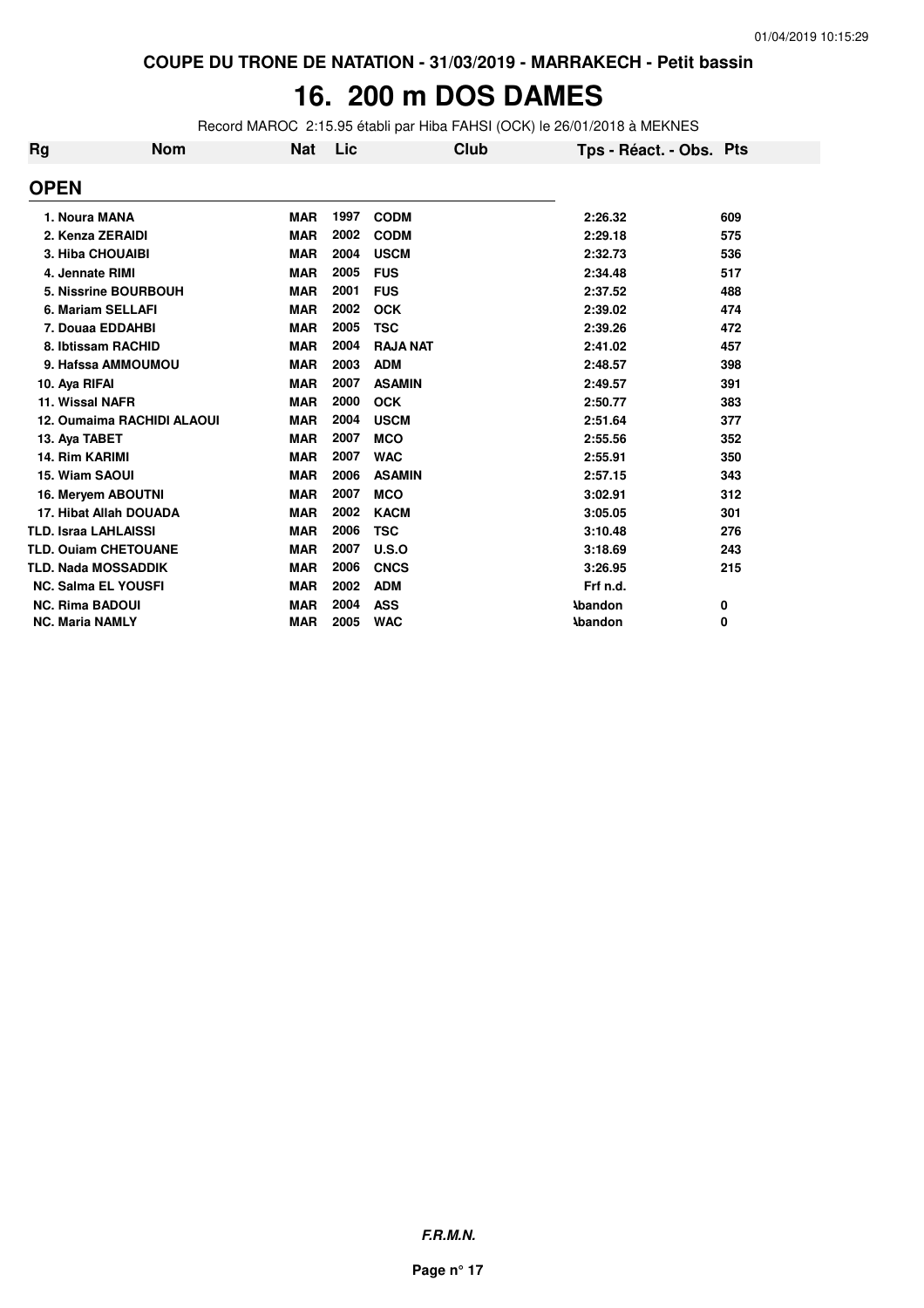COUPE DU TRONE DE NATATION - 31/03/2019 - MARRAKECH - Petit bassin

# 16. 200 m DOS DAMES

Record MAROC 2:15.95 établi par Hiba FAHSI (OCK) le 26/01/2018 à MEKNES

| Rg | Nom | Nat | Lic | Club | Tps - Réact. - Obs. | Pts |
|---|---|---|---|---|---|---|
| **OPEN** | | | | | | |
| 1. | Noura MANA | MAR | 1997 | CODM | 2:26.32 | 609 |
| 2. | Kenza ZERAIDI | MAR | 2002 | CODM | 2:29.18 | 575 |
| 3. | Hiba CHOUAIBI | MAR | 2004 | USCM | 2:32.73 | 536 |
| 4. | Jennate RIMI | MAR | 2005 | FUS | 2:34.48 | 517 |
| 5. | Nissrine BOURBOUH | MAR | 2001 | FUS | 2:37.52 | 488 |
| 6. | Mariam SELLAFI | MAR | 2002 | OCK | 2:39.02 | 474 |
| 7. | Douaa EDDAHBI | MAR | 2005 | TSC | 2:39.26 | 472 |
| 8. | Ibtissam RACHID | MAR | 2004 | RAJA NAT | 2:41.02 | 457 |
| 9. | Hafssa AMMOUMOU | MAR | 2003 | ADM | 2:48.57 | 398 |
| 10. | Aya RIFAI | MAR | 2007 | ASAMIN | 2:49.57 | 391 |
| 11. | Wissal NAFR | MAR | 2000 | OCK | 2:50.77 | 383 |
| 12. | Oumaima RACHIDI ALAOUI | MAR | 2004 | USCM | 2:51.64 | 377 |
| 13. | Aya TABET | MAR | 2007 | MCO | 2:55.56 | 352 |
| 14. | Rim KARIMI | MAR | 2007 | WAC | 2:55.91 | 350 |
| 15. | Wiam SAOUI | MAR | 2006 | ASAMIN | 2:57.15 | 343 |
| 16. | Meryem ABOUTNI | MAR | 2007 | MCO | 3:02.91 | 312 |
| 17. | Hibat Allah DOUADA | MAR | 2002 | KACM | 3:05.05 | 301 |
| TLD. | Israa LAHLAISSI | MAR | 2006 | TSC | 3:10.48 | 276 |
| TLD. | Ouiam CHETOUANE | MAR | 2007 | U.S.O | 3:18.69 | 243 |
| TLD. | Nada MOSSADDIK | MAR | 2006 | CNCS | 3:26.95 | 215 |
| NC. | Salma EL YOUSFI | MAR | 2002 | ADM | Frf n.d. | |
| NC. | Rima BADOUI | MAR | 2004 | ASS | Abandon | 0 |
| NC. | Maria NAMLY | MAR | 2005 | WAC | Abandon | 0 |

*F.R.M.N.*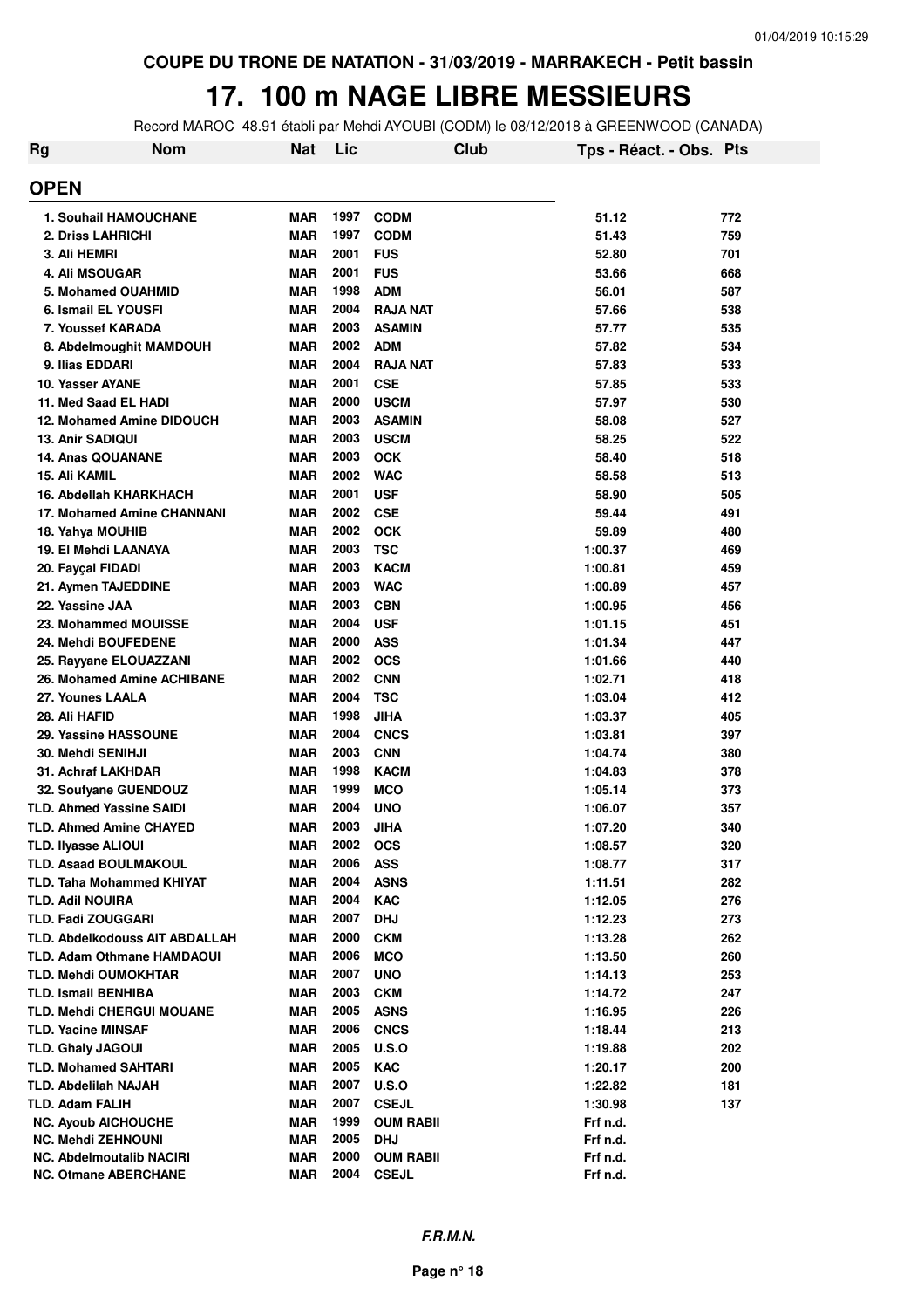COUPE DU TRONE DE NATATION - 31/03/2019 - MARRAKECH - Petit bassin

# 17. 100 m NAGE LIBRE MESSIEURS

Record MAROC 48.91 établi par Mehdi AYOUBI (CODM) le 08/12/2018 à GREENWOOD (CANADA)

| Rg | Nom | Nat | Lic | Club | Tps - Réact. - Obs. | Pts |
|---|---|---|---|---|---|---|
| **OPEN** | | | | | | |
| 1. Souhail HAMOUCHANE | | MAR | 1997 | CODM | 51.12 | 772 |
| 2. Driss LAHRICHI | | MAR | 1997 | CODM | 51.43 | 759 |
| 3. Ali HEMRI | | MAR | 2001 | FUS | 52.80 | 701 |
| 4. Ali MSOUGAR | | MAR | 2001 | FUS | 53.66 | 668 |
| 5. Mohamed OUAHMID | | MAR | 1998 | ADM | 56.01 | 587 |
| 6. Ismail EL YOUSFI | | MAR | 2004 | RAJA NAT | 57.66 | 538 |
| 7. Youssef KARADA | | MAR | 2003 | ASAMIN | 57.77 | 535 |
| 8. Abdelmoughit MAMDOUH | | MAR | 2002 | ADM | 57.82 | 534 |
| 9. Ilias EDDARI | | MAR | 2004 | RAJA NAT | 57.83 | 533 |
| 10. Yasser AYANE | | MAR | 2001 | CSE | 57.85 | 533 |
| 11. Med Saad EL HADI | | MAR | 2000 | USCM | 57.97 | 530 |
| 12. Mohamed Amine DIDOUCH | | MAR | 2003 | ASAMIN | 58.08 | 527 |
| 13. Anir SADIQUI | | MAR | 2003 | USCM | 58.25 | 522 |
| 14. Anas QOUANANE | | MAR | 2003 | OCK | 58.40 | 518 |
| 15. Ali KAMIL | | MAR | 2002 | WAC | 58.58 | 513 |
| 16. Abdellah KHARKHACH | | MAR | 2001 | USF | 58.90 | 505 |
| 17. Mohamed Amine CHANNANI | | MAR | 2002 | CSE | 59.44 | 491 |
| 18. Yahya MOUHIB | | MAR | 2002 | OCK | 59.89 | 480 |
| 19. El Mehdi LAANAYA | | MAR | 2003 | TSC | 1:00.37 | 469 |
| 20. Fayçal FIDADI | | MAR | 2003 | KACM | 1:00.81 | 459 |
| 21. Aymen TAJEDDINE | | MAR | 2003 | WAC | 1:00.89 | 457 |
| 22. Yassine JAA | | MAR | 2003 | CBN | 1:00.95 | 456 |
| 23. Mohammed MOUISSE | | MAR | 2004 | USF | 1:01.15 | 451 |
| 24. Mehdi BOUFEDENE | | MAR | 2000 | ASS | 1:01.34 | 447 |
| 25. Rayyane ELOUAZZANI | | MAR | 2002 | OCS | 1:01.66 | 440 |
| 26. Mohamed Amine ACHIBANE | | MAR | 2002 | CNN | 1:02.71 | 418 |
| 27. Younes LAALA | | MAR | 2004 | TSC | 1:03.04 | 412 |
| 28. Ali HAFID | | MAR | 1998 | JIHA | 1:03.37 | 405 |
| 29. Yassine HASSOUNE | | MAR | 2004 | CNCS | 1:03.81 | 397 |
| 30. Mehdi SENIHJI | | MAR | 2003 | CNN | 1:04.74 | 380 |
| 31. Achraf LAKHDAR | | MAR | 1998 | KACM | 1:04.83 | 378 |
| 32. Soufyane GUENDOUZ | | MAR | 1999 | MCO | 1:05.14 | 373 |
| TLD. Ahmed Yassine SAIDI | | MAR | 2004 | UNO | 1:06.07 | 357 |
| TLD. Ahmed Amine CHAYED | | MAR | 2003 | JIHA | 1:07.20 | 340 |
| TLD. Ilyasse ALIOUI | | MAR | 2002 | OCS | 1:08.57 | 320 |
| TLD. Asaad BOULMAKOUL | | MAR | 2006 | ASS | 1:08.77 | 317 |
| TLD. Taha Mohammed KHIYAT | | MAR | 2004 | ASNS | 1:11.51 | 282 |
| TLD. Adil NOUIRA | | MAR | 2004 | KAC | 1:12.05 | 276 |
| TLD. Fadi ZOUGGARI | | MAR | 2007 | DHJ | 1:12.23 | 273 |
| TLD. Abdelkodouss AIT ABDALLAH | | MAR | 2000 | CKM | 1:13.28 | 262 |
| TLD. Adam Othmane HAMDAOUI | | MAR | 2006 | MCO | 1:13.50 | 260 |
| TLD. Mehdi OUMOKHTAR | | MAR | 2007 | UNO | 1:14.13 | 253 |
| TLD. Ismail BENHIBA | | MAR | 2003 | CKM | 1:14.72 | 247 |
| TLD. Mehdi CHERGUI MOUANE | | MAR | 2005 | ASNS | 1:16.95 | 226 |
| TLD. Yacine MINSAF | | MAR | 2006 | CNCS | 1:18.44 | 213 |
| TLD. Ghaly JAGOUI | | MAR | 2005 | U.S.O | 1:19.88 | 202 |
| TLD. Mohamed SAHTARI | | MAR | 2005 | KAC | 1:20.17 | 200 |
| TLD. Abdelilah NAJAH | | MAR | 2007 | U.S.O | 1:22.82 | 181 |
| TLD. Adam FALIH | | MAR | 2007 | CSEJL | 1:30.98 | 137 |
| NC. Ayoub AICHOUCHE | | MAR | 1999 | OUM RABII | Frf n.d. | |
| NC. Mehdi ZEHNOUNI | | MAR | 2005 | DHJ | Frf n.d. | |
| NC. Abdelmoutalib NACIRI | | MAR | 2000 | OUM RABII | Frf n.d. | |
| NC. Otmane ABERCHANE | | MAR | 2004 | CSEJL | Frf n.d. | |

*F.R.M.N.*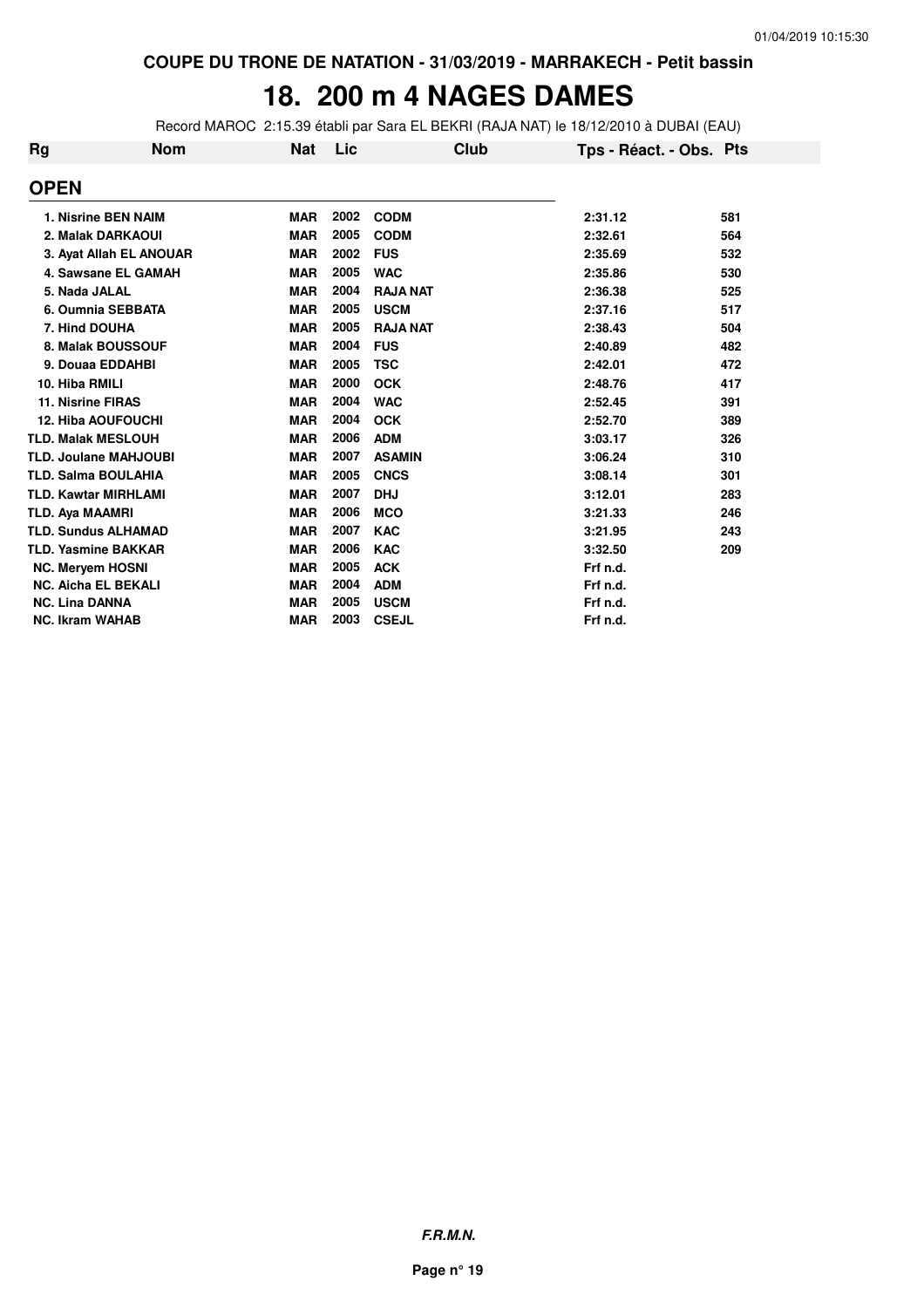COUPE DU TRONE DE NATATION - 31/03/2019 - MARRAKECH - Petit bassin

# 18. 200 m 4 NAGES DAMES

Record MAROC 2:15.39 établi par Sara EL BEKRI (RAJA NAT) le 18/12/2010 à DUBAI (EAU)

| Rg | Nom | Nat | Lic | Club | Tps - Réact. - Obs. | Pts |
|---|---|---|---|---|---|---|
| **OPEN** | | | | | | |
| 1. | Nisrine BEN NAIM | MAR | 2002 | CODM | 2:31.12 | 581 |
| 2. | Malak DARKAOUI | MAR | 2005 | CODM | 2:32.61 | 564 |
| 3. | Ayat Allah EL ANOUAR | MAR | 2002 | FUS | 2:35.69 | 532 |
| 4. | Sawsane EL GAMAH | MAR | 2005 | WAC | 2:35.86 | 530 |
| 5. | Nada JALAL | MAR | 2004 | RAJA NAT | 2:36.38 | 525 |
| 6. | Oumnia SEBBATA | MAR | 2005 | USCM | 2:37.16 | 517 |
| 7. | Hind DOUHA | MAR | 2005 | RAJA NAT | 2:38.43 | 504 |
| 8. | Malak BOUSSOUF | MAR | 2004 | FUS | 2:40.89 | 482 |
| 9. | Douaa EDDAHBI | MAR | 2005 | TSC | 2:42.01 | 472 |
| 10. | Hiba RMILI | MAR | 2000 | OCK | 2:48.76 | 417 |
| 11. | Nisrine FIRAS | MAR | 2004 | WAC | 2:52.45 | 391 |
| 12. | Hiba AOUFOUCHI | MAR | 2004 | OCK | 2:52.70 | 389 |
| TLD. | Malak MESLOUH | MAR | 2006 | ADM | 3:03.17 | 326 |
| TLD. | Joulane MAHJOUBI | MAR | 2007 | ASAMIN | 3:06.24 | 310 |
| TLD. | Salma BOULAHIA | MAR | 2005 | CNCS | 3:08.14 | 301 |
| TLD. | Kawtar MIRHLAMI | MAR | 2007 | DHJ | 3:12.01 | 283 |
| TLD. | Aya MAAMRI | MAR | 2006 | MCO | 3:21.33 | 246 |
| TLD. | Sundus ALHAMAD | MAR | 2007 | KAC | 3:21.95 | 243 |
| TLD. | Yasmine BAKKAR | MAR | 2006 | KAC | 3:32.50 | 209 |
| NC. | Meryem HOSNI | MAR | 2005 | ACK | Frf n.d. | |
| NC. | Aicha EL BEKALI | MAR | 2004 | ADM | Frf n.d. | |
| NC. | Lina DANNA | MAR | 2005 | USCM | Frf n.d. | |
| NC. | Ikram WAHAB | MAR | 2003 | CSEJL | Frf n.d. | |

*F.R.M.N.*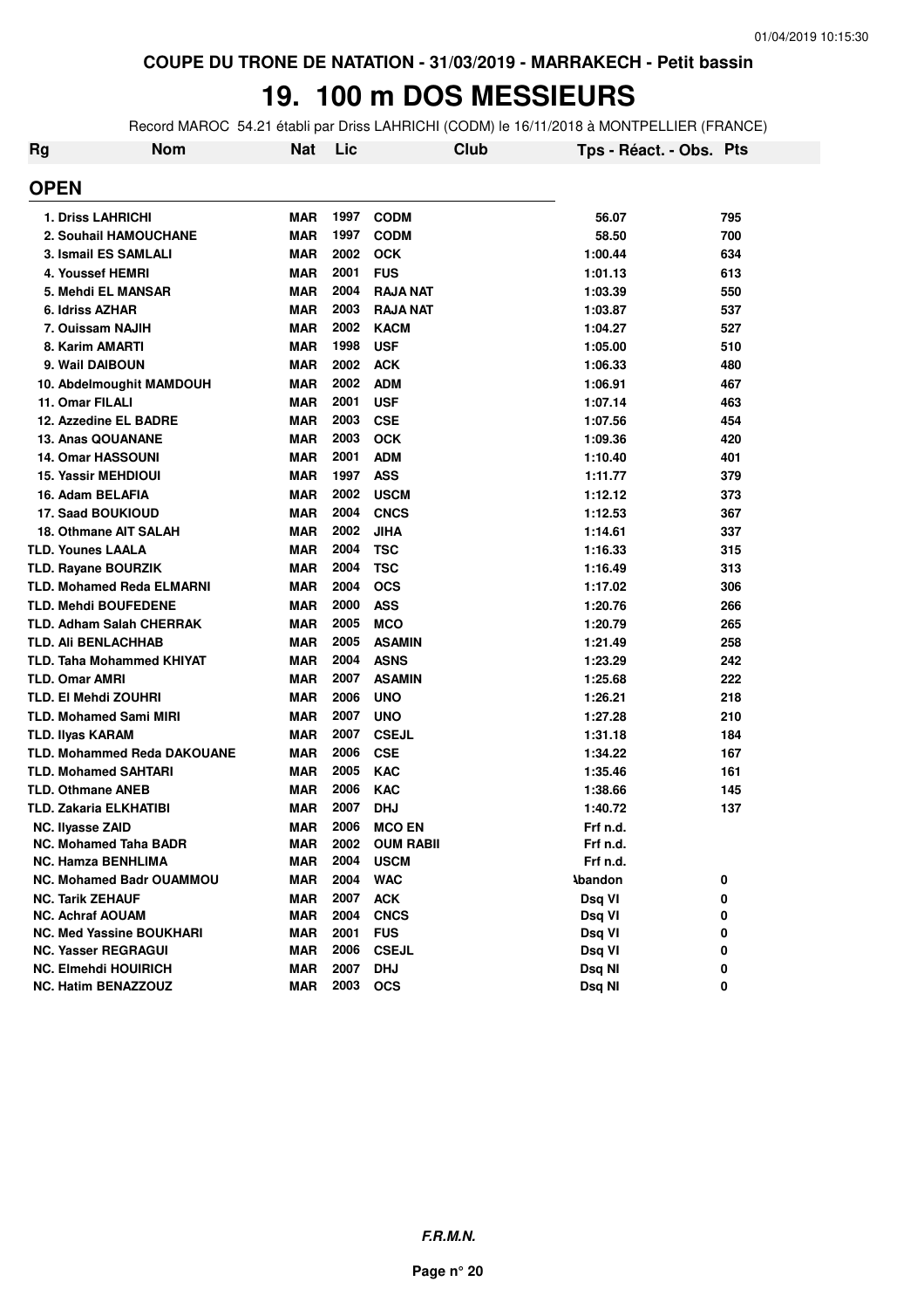COUPE DU TRONE DE NATATION - 31/03/2019 - MARRAKECH - Petit bassin

# 19. 100 m DOS MESSIEURS

Record MAROC 54.21 établi par Driss LAHRICHI (CODM) le 16/11/2018 à MONTPELLIER (FRANCE)

| Rg | Nom | Nat | Lic | Club | Tps - Réact. - Obs. | Pts |
|---|---|---|---|---|---|---|
| **OPEN** | | | | | | |
| 1. | Driss LAHRICHI | MAR | 1997 | CODM | 56.07 | 795 |
| 2. | Souhail HAMOUCHANE | MAR | 1997 | CODM | 58.50 | 700 |
| 3. | Ismail ES SAMLALI | MAR | 2002 | OCK | 1:00.44 | 634 |
| 4. | Youssef HEMRI | MAR | 2001 | FUS | 1:01.13 | 613 |
| 5. | Mehdi EL MANSAR | MAR | 2004 | RAJA NAT | 1:03.39 | 550 |
| 6. | Idriss AZHAR | MAR | 2003 | RAJA NAT | 1:03.87 | 537 |
| 7. | Ouissam NAJIH | MAR | 2002 | KACM | 1:04.27 | 527 |
| 8. | Karim AMARTI | MAR | 1998 | USF | 1:05.00 | 510 |
| 9. | Wail DAIBOUN | MAR | 2002 | ACK | 1:06.33 | 480 |
| 10. | Abdelmoughit MAMDOUH | MAR | 2002 | ADM | 1:06.91 | 467 |
| 11. | Omar FILALI | MAR | 2001 | USF | 1:07.14 | 463 |
| 12. | Azzedine EL BADRE | MAR | 2003 | CSE | 1:07.56 | 454 |
| 13. | Anas QOUANANE | MAR | 2003 | OCK | 1:09.36 | 420 |
| 14. | Omar HASSOUNI | MAR | 2001 | ADM | 1:10.40 | 401 |
| 15. | Yassir MEHDIOUI | MAR | 1997 | ASS | 1:11.77 | 379 |
| 16. | Adam BELAFIA | MAR | 2002 | USCM | 1:12.12 | 373 |
| 17. | Saad BOUKIOUD | MAR | 2004 | CNCS | 1:12.53 | 367 |
| 18. | Othmane AIT SALAH | MAR | 2002 | JIHA | 1:14.61 | 337 |
| TLD. | Younes LAALA | MAR | 2004 | TSC | 1:16.33 | 315 |
| TLD. | Rayane BOURZIK | MAR | 2004 | TSC | 1:16.49 | 313 |
| TLD. | Mohamed Reda ELMARNI | MAR | 2004 | OCS | 1:17.02 | 306 |
| TLD. | Mehdi BOUFEDENE | MAR | 2000 | ASS | 1:20.76 | 266 |
| TLD. | Adham Salah CHERRAK | MAR | 2005 | MCO | 1:20.79 | 265 |
| TLD. | Ali BENLACHHAB | MAR | 2005 | ASAMIN | 1:21.49 | 258 |
| TLD. | Taha Mohammed KHIYAT | MAR | 2004 | ASNS | 1:23.29 | 242 |
| TLD. | Omar AMRI | MAR | 2007 | ASAMIN | 1:25.68 | 222 |
| TLD. | El Mehdi ZOUHRI | MAR | 2006 | UNO | 1:26.21 | 218 |
| TLD. | Mohamed Sami MIRI | MAR | 2007 | UNO | 1:27.28 | 210 |
| TLD. | Ilyas KARAM | MAR | 2007 | CSEJL | 1:31.18 | 184 |
| TLD. | Mohammed Reda DAKOUANE | MAR | 2006 | CSE | 1:34.22 | 167 |
| TLD. | Mohamed SAHTARI | MAR | 2005 | KAC | 1:35.46 | 161 |
| TLD. | Othmane ANEB | MAR | 2006 | KAC | 1:38.66 | 145 |
| TLD. | Zakaria ELKHATIBI | MAR | 2007 | DHJ | 1:40.72 | 137 |
| NC. | Ilyasse ZAID | MAR | 2006 | MCO EN | Frf n.d. | |
| NC. | Mohamed Taha BADR | MAR | 2002 | OUM RABII | Frf n.d. | |
| NC. | Hamza BENHLIMA | MAR | 2004 | USCM | Frf n.d. | |
| NC. | Mohamed Badr OUAMMOU | MAR | 2004 | WAC | Abandon | 0 |
| NC. | Tarik ZEHAUF | MAR | 2007 | ACK | Dsq VI | 0 |
| NC. | Achraf AOUAM | MAR | 2004 | CNCS | Dsq VI | 0 |
| NC. | Med Yassine BOUKHARI | MAR | 2001 | FUS | Dsq VI | 0 |
| NC. | Yasser REGRAGUI | MAR | 2006 | CSEJL | Dsq VI | 0 |
| NC. | Elmehdi HOUIRICH | MAR | 2007 | DHJ | Dsq NI | 0 |
| NC. | Hatim BENAZZOUZ | MAR | 2003 | OCS | Dsq NI | 0 |

*F.R.M.N.*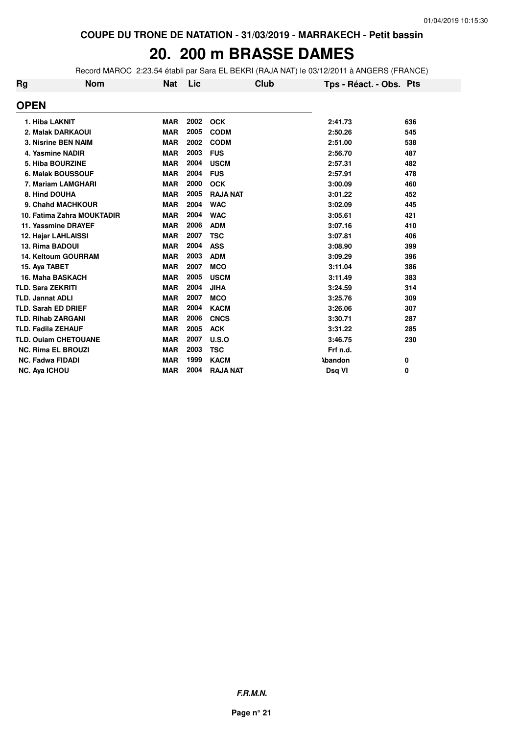COUPE DU TRONE DE NATATION - 31/03/2019 - MARRAKECH - Petit bassin

# 20. 200 m BRASSE DAMES

Record MAROC 2:23.54 établi par Sara EL BEKRI (RAJA NAT) le 03/12/2011 à ANGERS (FRANCE)

| Rg | Nom | Nat | Lic | Club | Tps - Réact. - Obs. | Pts |
|---|---|---|---|---|---|---|
| **OPEN** | | | | | | |
| 1. | Hiba LAKNIT | MAR | 2002 | OCK | 2:41.73 | 636 |
| 2. | Malak DARKAOUI | MAR | 2005 | CODM | 2:50.26 | 545 |
| 3. | Nisrine BEN NAIM | MAR | 2002 | CODM | 2:51.00 | 538 |
| 4. | Yasmine NADIR | MAR | 2003 | FUS | 2:56.70 | 487 |
| 5. | Hiba BOURZINE | MAR | 2004 | USCM | 2:57.31 | 482 |
| 6. | Malak BOUSSOUF | MAR | 2004 | FUS | 2:57.91 | 478 |
| 7. | Mariam LAMGHARI | MAR | 2000 | OCK | 3:00.09 | 460 |
| 8. | Hind DOUHA | MAR | 2005 | RAJA NAT | 3:01.22 | 452 |
| 9. | Chahd MACHKOUR | MAR | 2004 | WAC | 3:02.09 | 445 |
| 10. | Fatima Zahra MOUKTADIR | MAR | 2004 | WAC | 3:05.61 | 421 |
| 11. | Yassmine DRAYEF | MAR | 2006 | ADM | 3:07.16 | 410 |
| 12. | Hajar LAHLAISSI | MAR | 2007 | TSC | 3:07.81 | 406 |
| 13. | Rima BADOUI | MAR | 2004 | ASS | 3:08.90 | 399 |
| 14. | Keltoum GOURRAM | MAR | 2003 | ADM | 3:09.29 | 396 |
| 15. | Aya TABET | MAR | 2007 | MCO | 3:11.04 | 386 |
| 16. | Maha BASKACH | MAR | 2005 | USCM | 3:11.49 | 383 |
| TLD. | Sara ZEKRITI | MAR | 2004 | JIHA | 3:24.59 | 314 |
| TLD. | Jannat ADLI | MAR | 2007 | MCO | 3:25.76 | 309 |
| TLD. | Sarah ED DRIEF | MAR | 2004 | KACM | 3:26.06 | 307 |
| TLD. | Rihab ZARGANI | MAR | 2006 | CNCS | 3:30.71 | 287 |
| TLD. | Fadila ZEHAUF | MAR | 2005 | ACK | 3:31.22 | 285 |
| TLD. | Ouiam CHETOUANE | MAR | 2007 | U.S.O | 3:46.75 | 230 |
| NC. | Rima EL BROUZI | MAR | 2003 | TSC | Frf n.d. | |
| NC. | Fadwa FIDADI | MAR | 1999 | KACM | Abandon | 0 |
| NC. | Aya ICHOU | MAR | 2004 | RAJA NAT | Dsq VI | 0 |

*F.R.M.N.*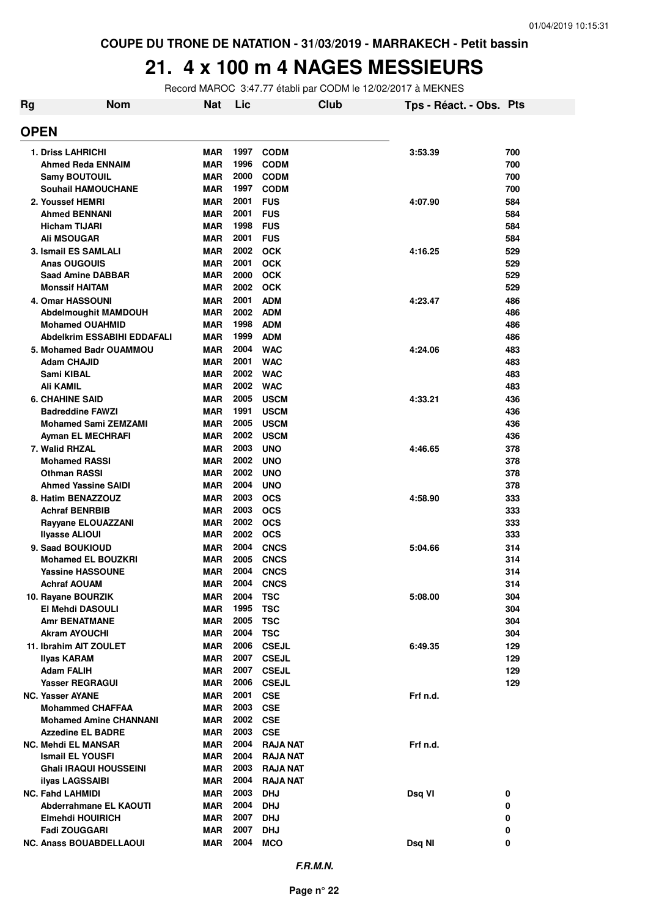COUPE DU TRONE DE NATATION - 31/03/2019 - MARRAKECH - Petit bassin

# 21. 4 x 100 m 4 NAGES MESSIEURS

Record MAROC 3:47.77 établi par CODM le 12/02/2017 à MEKNES

| Rg | Nom | Nat | Lic | Club | Tps - Réact. - Obs. | Pts |
|---|---|---|---|---|---|---|
| **OPEN** | | | | | | |
| 1. | Driss LAHRICHI | MAR | 1997 | CODM | 3:53.39 | 700 |
| | Ahmed Reda ENNAIM | MAR | 1996 | CODM | | 700 |
| | Samy BOUTOUIL | MAR | 2000 | CODM | | 700 |
| | Souhail HAMOUCHANE | MAR | 1997 | CODM | | 700 |
| 2. | Youssef HEMRI | MAR | 2001 | FUS | 4:07.90 | 584 |
| | Ahmed BENNANI | MAR | 2001 | FUS | | 584 |
| | Hicham TIJARI | MAR | 1998 | FUS | | 584 |
| | Ali MSOUGAR | MAR | 2001 | FUS | | 584 |
| 3. | Ismail ES SAMLALI | MAR | 2002 | OCK | 4:16.25 | 529 |
| | Anas OUGOUIS | MAR | 2001 | OCK | | 529 |
| | Saad Amine DABBAR | MAR | 2000 | OCK | | 529 |
| | Monssif HAITAM | MAR | 2002 | OCK | | 529 |
| 4. | Omar HASSOUNI | MAR | 2001 | ADM | 4:23.47 | 486 |
| | Abdelmoughit MAMDOUH | MAR | 2002 | ADM | | 486 |
| | Mohamed OUAHMID | MAR | 1998 | ADM | | 486 |
| | Abdelkrim ESSABIHI EDDAFALI | MAR | 1999 | ADM | | 486 |
| 5. | Mohamed Badr OUAMMOU | MAR | 2004 | WAC | 4:24.06 | 483 |
| | Adam CHAJID | MAR | 2001 | WAC | | 483 |
| | Sami KIBAL | MAR | 2002 | WAC | | 483 |
| | Ali KAMIL | MAR | 2002 | WAC | | 483 |
| 6. | CHAHINE SAID | MAR | 2005 | USCM | 4:33.21 | 436 |
| | Badreddine FAWZI | MAR | 1991 | USCM | | 436 |
| | Mohamed Sami ZEMZAMI | MAR | 2005 | USCM | | 436 |
| | Ayman EL MECHRAFI | MAR | 2002 | USCM | | 436 |
| 7. | Walid RHZAL | MAR | 2003 | UNO | 4:46.65 | 378 |
| | Mohamed RASSI | MAR | 2002 | UNO | | 378 |
| | Othman RASSI | MAR | 2002 | UNO | | 378 |
| | Ahmed Yassine SAIDI | MAR | 2004 | UNO | | 378 |
| 8. | Hatim BENAZZOUZ | MAR | 2003 | OCS | 4:58.90 | 333 |
| | Achraf BENRBIB | MAR | 2003 | OCS | | 333 |
| | Rayyane ELOUAZZANI | MAR | 2002 | OCS | | 333 |
| | Ilyasse ALIOUI | MAR | 2002 | OCS | | 333 |
| 9. | Saad BOUKIOUD | MAR | 2004 | CNCS | 5:04.66 | 314 |
| | Mohamed EL BOUZKRI | MAR | 2005 | CNCS | | 314 |
| | Yassine HASSOUNE | MAR | 2004 | CNCS | | 314 |
| | Achraf AOUAM | MAR | 2004 | CNCS | | 314 |
| 10. | Rayane BOURZIK | MAR | 2004 | TSC | 5:08.00 | 304 |
| | El Mehdi DASOULI | MAR | 1995 | TSC | | 304 |
| | Amr BENATMANE | MAR | 2005 | TSC | | 304 |
| | Akram AYOUCHI | MAR | 2004 | TSC | | 304 |
| 11. | Ibrahim AIT ZOULET | MAR | 2006 | CSEJL | 6:49.35 | 129 |
| | Ilyas KARAM | MAR | 2007 | CSEJL | | 129 |
| | Adam FALIH | MAR | 2007 | CSEJL | | 129 |
| | Yasser REGRAGUI | MAR | 2006 | CSEJL | | 129 |
| NC. | Yasser AYANE | MAR | 2001 | CSE | Frf n.d. | |
| | Mohammed CHAFFAA | MAR | 2003 | CSE | | |
| | Mohamed Amine CHANNANI | MAR | 2002 | CSE | | |
| | Azzedine EL BADRE | MAR | 2003 | CSE | | |
| NC. | Mehdi EL MANSAR | MAR | 2004 | RAJA NAT | Frf n.d. | |
| | Ismail EL YOUSFI | MAR | 2004 | RAJA NAT | | |
| | Ghali IRAQUI HOUSSEINI | MAR | 2003 | RAJA NAT | | |
| | ilyas LAGSSAIBI | MAR | 2004 | RAJA NAT | | |
| NC. | Fahd LAHMIDI | MAR | 2003 | DHJ | Dsq VI | 0 |
| | Abderrahmane EL KAOUTI | MAR | 2004 | DHJ | | 0 |
| | Elmehdi HOUIRICH | MAR | 2007 | DHJ | | 0 |
| | Fadi ZOUGGARI | MAR | 2007 | DHJ | | 0 |
| NC. | Anass BOUABDELLAOUI | MAR | 2004 | MCO | Dsq NI | 0 |

*F.R.M.N.*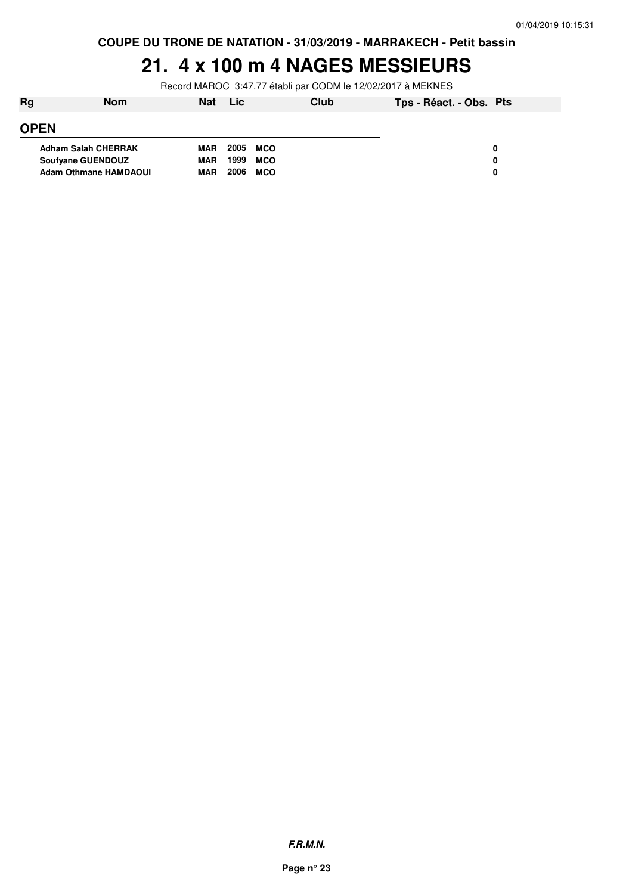**COUPE DU TRONE DE NATATION - 31/03/2019 - MARRAKECH - Petit bassin**

# 21. 4 x 100 m 4 NAGES MESSIEURS

Record MAROC 3:47.77 établi par CODM le 12/02/2017 à MEKNES

| Rg | Nom | Nat | Lic | Club | Tps - Réact. - Obs. | Pts |
|---|---|---|---|---|---|---|
| **OPEN** | | | | | | |
| | **Adham Salah CHERRAK** | **MAR** | **2005** | **MCO** | | **0** |
| | **Soufyane GUENDOUZ** | **MAR** | **1999** | **MCO** | | **0** |
| | **Adam Othmane HAMDAOUI** | **MAR** | **2006** | **MCO** | | **0** |

***F.R.M.N.***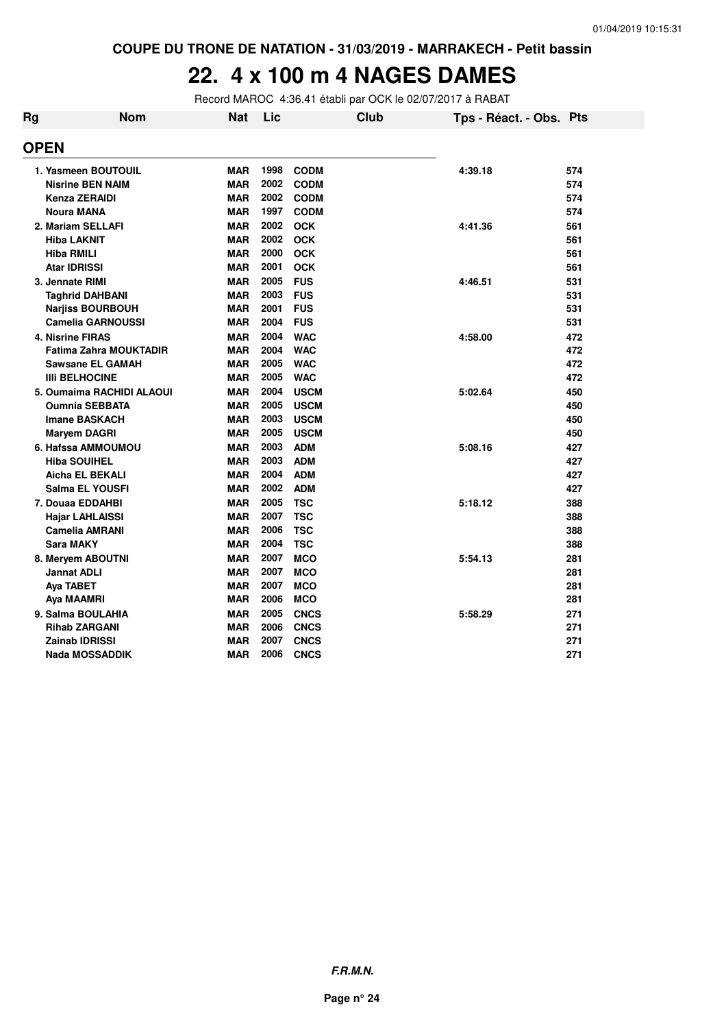COUPE DU TRONE DE NATATION - 31/03/2019 - MARRAKECH - Petit bassin

# 22. 4 x 100 m 4 NAGES DAMES

Record MAROC 4:36.41 établi par OCK le 02/07/2017 à RABAT

| Rg | Nom | Nat | Lic | Club | Tps - Réact. - Obs. | Pts |
|---|---|---|---|---|---|---|
| **OPEN** | | | | | | |
| 1. | Yasmeen BOUTOUIL | MAR | 1998 | CODM | 4:39.18 | 574 |
| | Nisrine BEN NAIM | MAR | 2002 | CODM | | 574 |
| | Kenza ZERAIDI | MAR | 2002 | CODM | | 574 |
| | Noura MANA | MAR | 1997 | CODM | | 574 |
| 2. | Mariam SELLAFI | MAR | 2002 | OCK | 4:41.36 | 561 |
| | Hiba LAKNIT | MAR | 2002 | OCK | | 561 |
| | Hiba RMILI | MAR | 2000 | OCK | | 561 |
| | Atar IDRISSI | MAR | 2001 | OCK | | 561 |
| 3. | Jennate RIMI | MAR | 2005 | FUS | 4:46.51 | 531 |
| | Taghrid DAHBANI | MAR | 2003 | FUS | | 531 |
| | Narjiss BOURBOUH | MAR | 2001 | FUS | | 531 |
| | Camelia GARNOUSSI | MAR | 2004 | FUS | | 531 |
| 4. | Nisrine FIRAS | MAR | 2004 | WAC | 4:58.00 | 472 |
| | Fatima Zahra MOUKTADIR | MAR | 2004 | WAC | | 472 |
| | Sawsane EL GAMAH | MAR | 2005 | WAC | | 472 |
| | Illi BELHOCINE | MAR | 2005 | WAC | | 472 |
| 5. | Oumaima RACHIDI ALAOUI | MAR | 2004 | USCM | 5:02.64 | 450 |
| | Oumnia SEBBATA | MAR | 2005 | USCM | | 450 |
| | Imane BASKACH | MAR | 2003 | USCM | | 450 |
| | Maryem DAGRI | MAR | 2005 | USCM | | 450 |
| 6. | Hafssa AMMOUMOU | MAR | 2003 | ADM | 5:08.16 | 427 |
| | Hiba SOUIHEL | MAR | 2003 | ADM | | 427 |
| | Aicha EL BEKALI | MAR | 2004 | ADM | | 427 |
| | Salma EL YOUSFI | MAR | 2002 | ADM | | 427 |
| 7. | Douaa EDDAHBI | MAR | 2005 | TSC | 5:18.12 | 388 |
| | Hajar LAHLAISSI | MAR | 2007 | TSC | | 388 |
| | Camelia AMRANI | MAR | 2006 | TSC | | 388 |
| | Sara MAKY | MAR | 2004 | TSC | | 388 |
| 8. | Meryem ABOUTNI | MAR | 2007 | MCO | 5:54.13 | 281 |
| | Jannat ADLI | MAR | 2007 | MCO | | 281 |
| | Aya TABET | MAR | 2007 | MCO | | 281 |
| | Aya MAAMRI | MAR | 2006 | MCO | | 281 |
| 9. | Salma BOULAHIA | MAR | 2005 | CNCS | 5:58.29 | 271 |
| | Rihab ZARGANI | MAR | 2006 | CNCS | | 271 |
| | Zainab IDRISSI | MAR | 2007 | CNCS | | 271 |
| | Nada MOSSADDIK | MAR | 2006 | CNCS | | 271 |